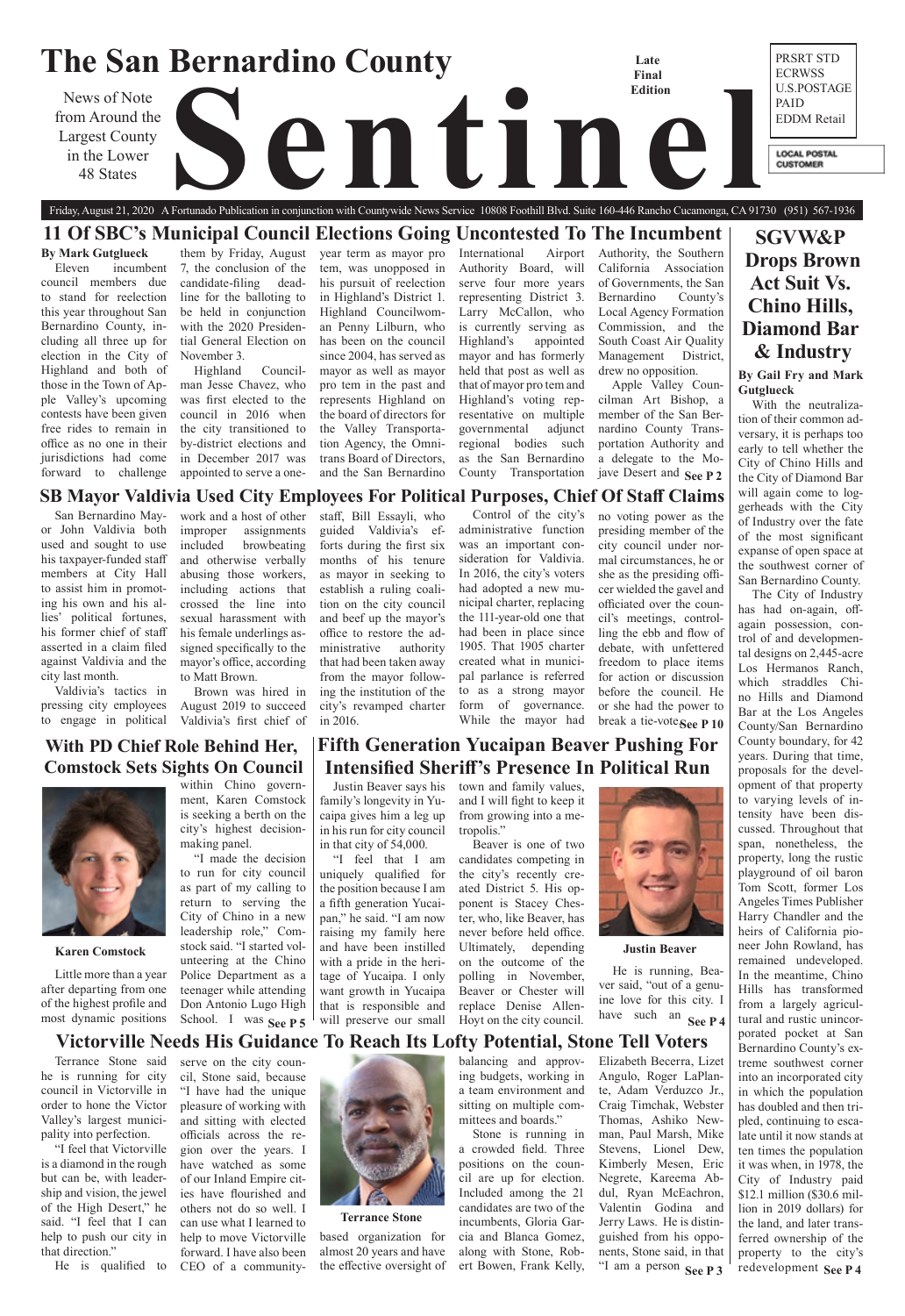# The San Bernardino County Sentinel

News of Note from Around the Largest County in the Lower 48 States

Late Final Edition

PRSRT STD ECRWSS U.S.POSTAGE PAID EDDM Retail

LOCAL POSTAL CUSTOMER

Friday, August 21, 2020 A Fortunado Publication in conjunction with Countywide News Service 10808 Foothill Blvd. Suite 160-446 Rancho Cucamonga, CA 91730 (951) 567-1936

## 11 Of SBC's Municipal Council Elections Going Uncontested To The Incumbent

**By Mark Gutglueck**

Eleven incumbent council members due to stand for reelection this year throughout San Bernardino County, including all three up for election in the City of Highland and both of those in the Town of Apple Valley's upcoming contests have been given free rides to remain in office as no one in their jurisdictions had come forward to challenge them by Friday, August 7, the conclusion of the candidate-filing deadline for the balloting to be held in conjunction with the 2020 Presidential General Election on November 3.

Highland Councilman Jesse Chavez, who was first elected to the council in 2016 when the city transitioned to by-district elections and in December 2017 was appointed to serve a one-year term as mayor pro tem, was unopposed in his pursuit of reelection in Highland's District 1. Highland Councilwoman Penny Lilburn, who has been on the council since 2004, has served as mayor as well as mayor pro tem in the past and represents Highland on the board of directors for the Valley Transportation Agency, the Omnitrans Board of Directors, and the San Bernardino International Airport Authority Board, will serve four more years representing District 3. Larry McCallon, who is currently serving as Highland's appointed mayor and has formerly held that post as well as that of mayor pro tem and Highland's voting representative on multiple governmental adjunct regional bodies such as the San Bernardino County Transportation Authority, the Southern California Association of Governments, the San Bernardino County's Local Agency Formation Commission, and the South Coast Air Quality Management District, drew no opposition.

Apple Valley Councilman Art Bishop, a member of the San Bernardino County Transportation Authority and a delegate to the Mojave Desert and **See P 2**

## SB Mayor Valdivia Used City Employees For Political Purposes, Chief Of Staff Claims

San Bernardino Mayor John Valdivia both used and sought to use his taxpayer-funded staff members at City Hall to assist him in promoting his own and his allies' political fortunes, his former chief of staff asserted in a claim filed against Valdivia and the city last month.

Valdivia's tactics in pressing city employees to engage in political work and a host of other improper assignments included browbeating and otherwise verbally abusing those workers, including actions that crossed the line into sexual harassment with his female underlings assigned specifically to the mayor's office, according to Matt Brown.

Brown was hired in August 2019 to succeed Valdivia's first chief of staff, Bill Essayli, who guided Valdivia's efforts during the first six months of his tenure as mayor in seeking to build a ruling coalition on the city council and beef up the mayor's office to restore the administrative authority that had been taken away from the mayor following the institution of the city's revamped charter in 2016.

Control of the city's administrative function was an important consideration for Valdivia. In 2016, the city's voters had adopted a new municipal charter, replacing the 111-year-old one that had been in place since 1905. That 1905 charter created what in municipal parlance is referred to as a strong mayor form of governance. While the mayor had no voting power as the presiding member of the city council under normal circumstances, he or she as the presiding officer wielded the gavel and officiated over the council's meetings, controlling the ebb and flow of debate, with unfettered freedom to place items for action or discussion before the council. He or she had the power to break a tie-vote **See P 10**

## With PD Chief Role Behind Her, Comstock Sets Sights On Council

Karen Comstock

Little more than a year after departing from one of the highest profile and most dynamic positions within Chino government, Karen Comstock is seeking a berth on the city's highest decision-making panel.

"I made the decision to run for city council as part of my calling to return to serving the City of Chino in a new leadership role," Comstock said. "I started volunteering at the Chino Police Department as a teenager while attending Don Antonio Lugo High School. I was **See P 5**

## Fifth Generation Yucaipan Beaver Pushing For Intensified Sheriff's Presence In Political Run

Justin Beaver says his family's longevity in Yucaipa gives him a leg up in his run for city council in that city of 54,000.

"I feel that I am uniquely qualified for the position because I am a fifth generation Yucaipan," he said. "I am now raising my family here and have been instilled with a pride in the heritage of Yucaipa. I only want growth in Yucaipa that is responsible and will preserve our small town and family values, and I will fight to keep it from growing into a metropolis."

Beaver is one of two candidates competing in the city's recently created District 5. His opponent is Stacey Chester, who, like Beaver, has never before held office. Ultimately, depending on the outcome of the polling in November, Beaver or Chester will replace Denise Allen-Hoyt on the city council.

Justin Beaver

He is running, Beaver said, "out of a genuine love for this city. I have such an **See P 4**

## Victorville Needs His Guidance To Reach Its Lofty Potential, Stone Tell Voters

Terrance Stone said he is running for city council in Victorville in order to hone the Victor Valley's largest municipality into perfection.

"I feel that Victorville is a diamond in the rough but can be, with leadership and vision, the jewel of the High Desert," he said. "I feel that I can help to push our city in that direction."

He is qualified to serve on the city council, Stone said, because "I have had the unique pleasure of working with and sitting with elected officials across the region over the years. I have watched as some of our Inland Empire cities have flourished and others not do so well. I can use what I learned to help to move Victorville forward. I have also been CEO of a community-based organization for almost 20 years and have the effective oversight of balancing and approving budgets, working in a team environment and sitting on multiple committees and boards."

Terrance Stone

Stone is running in a crowded field. Three positions on the council are up for election. Included among the 21 candidates are two of the incumbents, Gloria Garcia and Blanca Gomez, along with Stone, Robert Bowen, Frank Kelly, Elizabeth Becerra, Lizet Angulo, Roger LaPlante, Adam Verduzco Jr., Craig Timchak, Webster Thomas, Ashiko Newman, Paul Marsh, Mike Stevens, Lionel Dew, Kimberly Mesen, Eric Negrete, Kareema Abdul, Ryan McEachron, Valentin Godina and Jerry Laws. He is distinguished from his opponents, Stone said, in that "I am a person **See P 3**

## SGVW&P Drops Brown Act Suit Vs. Chino Hills, Diamond Bar & Industry

**By Gail Fry and Mark Gutglueck**

With the neutralization of their common adversary, it is perhaps too early to tell whether the City of Chino Hills and the City of Diamond Bar will again come to loggerheads with the City of Industry over the fate of the most significant expanse of open space at the southwest corner of San Bernardino County.

The City of Industry has had on-again, off-again possession, control of and developmental designs on 2,445-acre Los Hermanos Ranch, which straddles Chino Hills and Diamond Bar at the Los Angeles County/San Bernardino County boundary, for 42 years. During that time, proposals for the development of that property to varying levels of intensity have been discussed. Throughout that span, nonetheless, the property, long the rustic playground of oil baron Tom Scott, former Los Angeles Times Publisher Harry Chandler and the heirs of California pioneer John Rowland, has remained undeveloped. In the meantime, Chino Hills has transformed from a largely agricultural and rustic unincorporated pocket at San Bernardino County's extreme southwest corner into an incorporated city in which the population has doubled and then tripled, continuing to escalate until it now stands at ten times the population it was when, in 1978, the City of Industry paid $12.1 million ($30.6 million in 2019 dollars) for the land, and later transferred ownership of the property to the city's redevelopment **See P 4**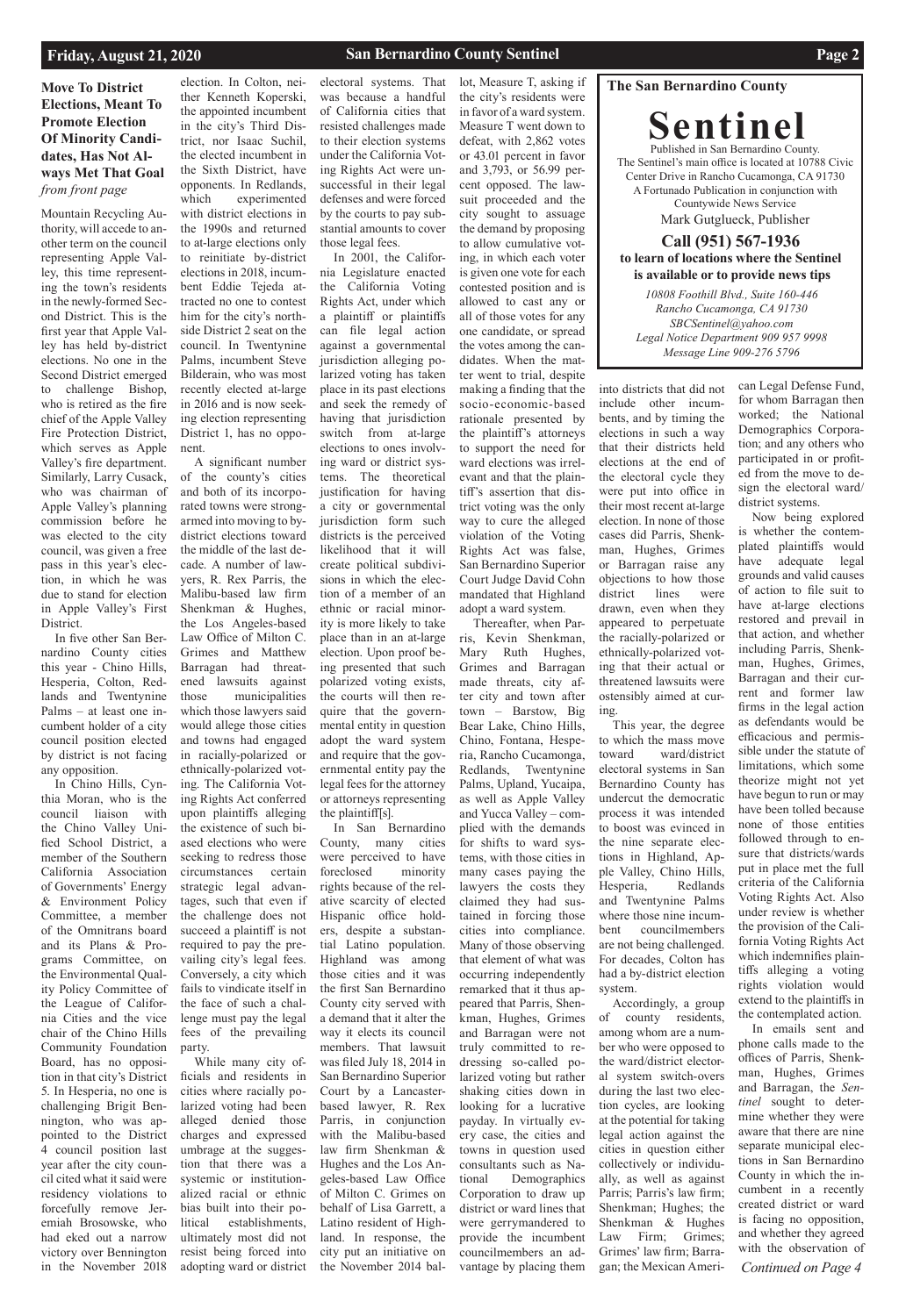## Move To District Elections, Meant To Promote Election Of Minority Candidates, Has Not Always Met That Goal

*from front page*

Mountain Recycling Authority, will accede to another term on the council representing Apple Valley, this time representing the town's residents in the newly-formed Second District. This is the first year that Apple Valley has held by-district elections. No one in the Second District emerged to challenge Bishop, who is retired as the fire chief of the Apple Valley Fire Protection District, which serves as Apple Valley's fire department. Similarly, Larry Cusack, who was chairman of Apple Valley's planning commission before he was elected to the city council, was given a free pass in this year's election, in which he was due to stand for election in Apple Valley's First District.

In five other San Bernardino County cities this year - Chino Hills, Hesperia, Colton, Redlands and Twentynine Palms – at least one incumbent holder of a city council position elected by district is not facing any opposition.

In Chino Hills, Cynthia Moran, who is the council liaison with the Chino Valley Unified School District, a member of the Southern California Association of Governments' Energy & Environment Policy Committee, a member of the Omnitrans board and its Plans & Programs Committee, on the Environmental Quality Policy Committee of the League of California Cities and the vice chair of the Chino Hills Community Foundation Board, has no opposition in that city's District 5. In Hesperia, no one is challenging Brigit Bennington, who was appointed to the District 4 council position last year after the city council cited what it said were residency violations to forcefully remove Jeremiah Brosowske, who had eked out a narrow victory over Bennington in the November 2018 election. In Colton, neither Kenneth Koperski, the appointed incumbent in the city's Third District, nor Isaac Suchil, the elected incumbent in the Sixth District, have opponents. In Redlands, which experimented with district elections in the 1990s and returned to at-large elections only to reinitiate by-district elections in 2018, incumbent Eddie Tejeda attracted no one to contest him for the city's northside District 2 seat on the council. In Twentynine Palms, incumbent Steve Bilderain, who was most recently elected at-large in 2016 and is now seeking election representing District 1, has no opponent.

A significant number of the county's cities and both of its incorporated towns were strongarmed into moving to by-district elections toward the middle of the last decade. A number of lawyers, R. Rex Parris, the Malibu-based law firm Shenkman & Hughes, the Los Angeles-based Law Office of Milton C. Grimes and Matthew Barragan had threatened lawsuits against those municipalities which those lawyers said would allege those cities and towns had engaged in racially-polarized or ethnically-polarized voting. The California Voting Rights Act conferred upon plaintiffs alleging the existence of such biased elections who were seeking to redress those circumstances certain strategic legal advantages, such that even if the challenge does not succeed a plaintiff is not required to pay the prevailing city's legal fees. Conversely, a city which fails to vindicate itself in the face of such a challenge must pay the legal fees of the prevailing party.

While many city officials and residents in cities where racially polarized voting had been alleged denied those charges and expressed umbrage at the suggestion that there was a systemic or institutionalized racial or ethnic bias built into their political establishments, ultimately most did not resist being forced into adopting ward or district electoral systems. That was because a handful of California cities that resisted challenges made to their election systems under the California Voting Rights Act were unsuccessful in their legal defenses and were forced by the courts to pay substantial amounts to cover those legal fees.

In 2001, the California Legislature enacted the California Voting Rights Act, under which a plaintiff or plaintiffs can file legal action against a governmental jurisdiction alleging polarized voting has taken place in its past elections and seek the remedy of having that jurisdiction switch from at-large elections to ones involving ward or district systems. The theoretical justification for having a city or governmental jurisdiction form such districts is the perceived likelihood that it will create political subdivisions in which the election of a member of an ethnic or racial minority is more likely to take place than in an at-large election. Upon proof being presented that such polarized voting exists, the courts will then require that the governmental entity in question adopt the ward system and require that the governmental entity pay the legal fees for the attorney or attorneys representing the plaintiff[s].

In San Bernardino County, many cities were perceived to have foreclosed minority rights because of the relative scarcity of elected Hispanic office holders, despite a substantial Latino population. Highland was among those cities and it was the first San Bernardino County city served with a demand that it alter the way it elects its council members. That lawsuit was filed July 18, 2014 in San Bernardino Superior Court by a Lancaster-based lawyer, R. Rex Parris, in conjunction with the Malibu-based law firm Shenkman & Hughes and the Los Angeles-based Law Office of Milton C. Grimes on behalf of Lisa Garrett, a Latino resident of Highland. In response, the city put an initiative on the November 2014 ballot, Measure T, asking if the city's residents were in favor of a ward system. Measure T went down to defeat, with 2,862 votes or 43.01 percent in favor and 3,793, or 56.99 percent opposed. The lawsuit proceeded and the city sought to assuage the demand by proposing to allow cumulative voting, in which each voter is given one vote for each contested position and is allowed to cast any or all of those votes for any one candidate, or spread the votes among the candidates. When the matter went to trial, despite making a finding that the socio-economic-based rationale presented by the plaintiff's attorneys to support the need for ward elections was irrelevant and that the plaintiff's assertion that district voting was the only way to cure the alleged violation of the Voting Rights Act was false, San Bernardino Superior Court Judge David Cohn mandated that Highland adopt a ward system.

Thereafter, when Parris, Kevin Shenkman, Mary Ruth Hughes, Grimes and Barragan made threats, city after city and town after town – Barstow, Big Bear Lake, Chino Hills, Chino, Fontana, Hesperia, Rancho Cucamonga, Redlands, Twentynine Palms, Upland, Yucaipa, as well as Apple Valley and Yucca Valley – complied with the demands for shifts to ward systems, with those cities in many cases paying the lawyers the costs they claimed they had sustained in forcing those cities into compliance. Many of those observing that element of what was occurring independently remarked that it thus appeared that Parris, Shenkman, Hughes, Grimes and Barragan were not truly committed to redressing so-called polarized voting but rather shaking cities down in looking for a lucrative payday. In virtually every case, the cities and towns in question used consultants such as National Demographics Corporation to draw up district or ward lines that were gerrymandered to provide the incumbent councilmembers an advantage by placing them into districts that did not include other incumbents, and by timing the elections in such a way that their districts held elections at the end of the electoral cycle they were put into office in their most recent at-large election. In none of those cases did Parris, Shenkman, Hughes, Grimes or Barragan raise any objections to how those district lines were drawn, even when they appeared to perpetuate the racially-polarized or ethnically-polarized voting that their actual or threatened lawsuits were ostensibly aimed at curing.

This year, the degree to which the mass move toward ward/district electoral systems in San Bernardino County has undercut the democratic process it was intended to boost was evinced in the nine separate elections in Highland, Apple Valley, Chino Hills, Hesperia, Redlands and Twentynine Palms where those nine incumbent councilmembers are not being challenged. For decades, Colton has had a by-district election system.

Accordingly, a group of county residents, among whom are a number who were opposed to the ward/district electoral system switch-overs during the last two election cycles, are looking at the potential for taking legal action against the cities in question either collectively or individually, as well as against Parris; Parris's law firm; Shenkman; Hughes; the Shenkman & Hughes Law Firm; Grimes; Grimes' law firm; Barragan; the Mexican American Legal Defense Fund, for whom Barragan then worked; the National Demographics Corporation; and any others who participated in or profited from the move to design the electoral ward/district systems.

Now being explored is whether the contemplated plaintiffs would have adequate legal grounds and valid causes of action to file suit to have at-large elections restored and prevail in that action, and whether including Parris, Shenkman, Hughes, Grimes, Barragan and their current and former law firms in the legal action as defendants would be efficacious and permissible under the statute of limitations, which some theorize might not yet have begun to run or may have been tolled because none of those entities followed through to ensure that districts/wards put in place met the full criteria of the California Voting Rights Act. Also under review is whether the provision of the California Voting Rights Act which indemnifies plaintiffs alleging a voting rights violation would extend to the plaintiffs in the contemplated action.

In emails sent and phone calls made to the offices of Parris, Shenkman, Hughes, Grimes and Barragan, the *Sentinel* sought to determine whether they were aware that there are nine separate municipal elections in San Bernardino County in which the incumbent in a recently created district or ward is facing no opposition, and whether they agreed with the observation of

*Continued on Page 4*

---

**The San Bernardino County**

# Sentinel

Published in San Bernardino County.
The Sentinel's main office is located at 10788 Civic Center Drive in Rancho Cucamonga, CA 91730
A Fortunado Publication in conjunction with Countywide News Service
Mark Gutglueck, Publisher

**Call (951) 567-1936 to learn of locations where the Sentinel is available or to provide news tips**

*10808 Foothill Blvd., Suite 160-446*
*Rancho Cucamonga, CA 91730*
*SBCSentinel@yahoo.com*
*Legal Notice Department 909 957 9998*
*Message Line 909-276 5796*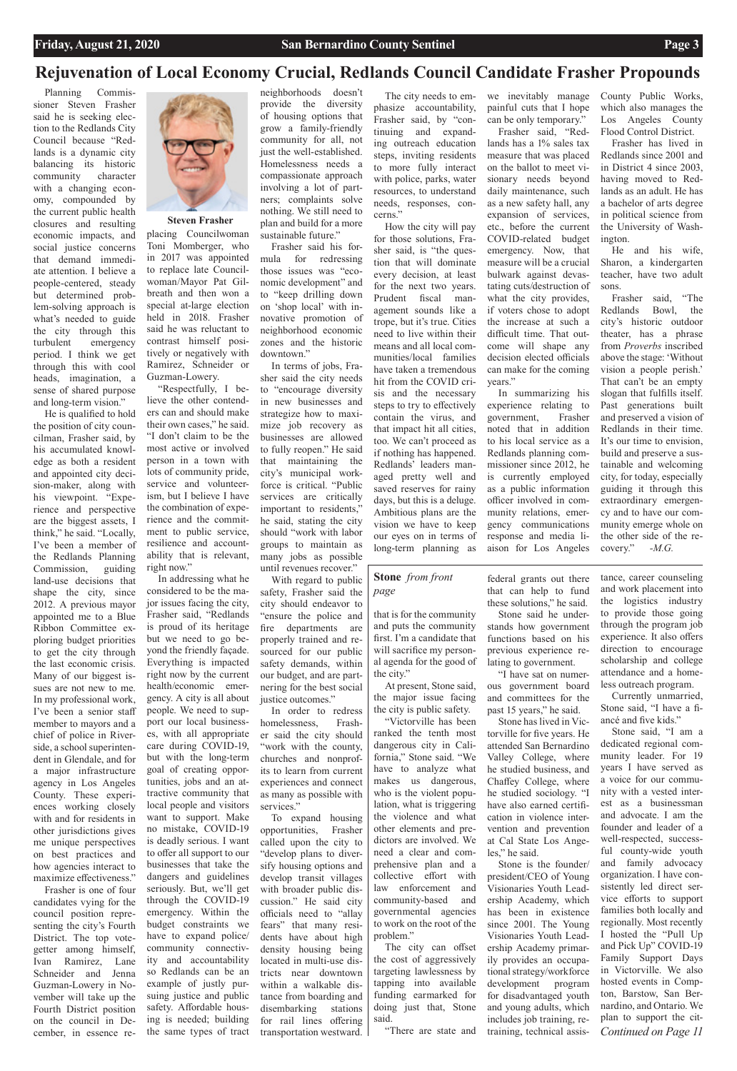# Rejuvenation of Local Economy Crucial, Redlands Council Candidate Frasher Propounds

Planning Commissioner Steven Frasher said he is seeking election to the Redlands City Council because "Redlands is a dynamic city balancing its historic community character with a changing economy, compounded by the current public health closures and resulting economic impacts, and social justice concerns that demand immediate attention. I believe a people-centered, steady but determined problem-solving approach is what's needed to guide the city through this turbulent emergency period. I think we get through this with cool heads, imagination, a sense of shared purpose and long-term vision."

He is qualified to hold the position of city councilman, Frasher said, by his accumulated knowledge as both a resident and appointed city decision-maker, along with his viewpoint. "Experience and perspective are the biggest assets, I think," he said. "Locally, I've been a member of the Redlands Planning Commission, guiding land-use decisions that shape the city, since 2012. A previous mayor appointed me to a Blue Ribbon Committee exploring budget priorities to get the city through the last economic crisis. Many of our biggest issues are not new to me. In my professional work, I've been a senior staff member to mayors and a chief of police in Riverside, a school superintendent in Glendale, and for a major infrastructure agency in Los Angeles County. These experiences working closely with and for residents in other jurisdictions gives me unique perspectives on best practices and how agencies interact to maximize effectiveness."

Frasher is one of four candidates vying for the council position representing the city's Fourth District. The top vote-getter among himself, Ivan Ramirez, Lane Schneider and Jenna Guzman-Lowery in November will take up the Fourth District position on the council in December, in essence replacing Councilwoman Toni Momberger, who in 2017 was appointed to replace late Councilwoman/Mayor Pat Gilbreath and then won a special at-large election held in 2018. Frasher said he was reluctant to contrast himself positively or negatively with Ramirez, Schneider or Guzman-Lowery.

**Steven Frasher**

"Respectfully, I believe the other contenders can and should make their own cases," he said. "I don't claim to be the most active or involved person in a town with lots of community pride, service and volunteerism, but I believe I have the combination of experience and the commitment to public service, resilience and accountability that is relevant, right now."

In addressing what he considered to be the major issues facing the city, Frasher said, "Redlands is proud of its heritage but we need to go beyond the friendly façade. Everything is impacted right now by the current health/economic emergency. A city is all about people. We need to support our local businesses, with all appropriate care during COVID-19, but with the long-term goal of creating opportunities, jobs and an attractive community that local people and visitors want to support. Make no mistake, COVID-19 is deadly serious. I want to offer all support to our businesses that take the dangers and guidelines seriously. But, we'll get through the COVID-19 emergency. Within the budget constraints we have to expand police/community connectivity and accountability so Redlands can be an example of justly pursuing justice and public safety. Affordable housing is needed; building the same types of tract neighborhoods doesn't provide the diversity of housing options that grow a family-friendly community for all, not just the well-established. Homelessness needs a compassionate approach involving a lot of partners; complaints solve nothing. We still need to plan and build for a more sustainable future."

Frasher said his formula for redressing those issues was "economic development" and to "keep drilling down on 'shop local' with innovative promotion of neighborhood economic zones and the historic downtown."

In terms of jobs, Frasher said the city needs to "encourage diversity in new businesses and strategize how to maximize job recovery as businesses are allowed to fully reopen." He said that maintaining the city's municipal workforce is critical. "Public services are critically important to residents," he said, stating the city should "work with labor groups to maintain as many jobs as possible until revenues recover."

With regard to public safety, Frasher said the city should endeavor to "ensure the police and fire departments are properly trained and resourced for our public safety demands, within our budget, and are partnering for the best social justice outcomes."

In order to redress homelessness, Frasher said the city should "work with the county, churches and nonprofits to learn from current experiences and connect as many as possible with services."

To expand housing opportunities, Frasher called upon the city to "develop plans to diversify housing options and develop transit villages with broader public discussion." He said city officials need to "allay fears" that many residents have about high density housing being located in multi-use districts near downtown within a walkable distance from boarding and disembarking stations for rail lines offering transportation westward.

The city needs to emphasize accountability, Frasher said, by "continuing and expanding outreach education steps, inviting residents to more fully interact with police, parks, water resources, to understand needs, responses, concerns."

How the city will pay for those solutions, Frasher said, is "the question that will dominate every decision, at least for the next two years. Prudent fiscal management sounds like a trope, but it's true. Cities need to live within their means and all local communities/local families have taken a tremendous hit from the COVID crisis and the necessary steps to try to effectively contain the virus, and that impact hit all cities, too. We can't proceed as if nothing has happened. Redlands' leaders managed pretty well and saved reserves for rainy days, but this is a deluge. Ambitious plans are the vision we have to keep our eyes on in terms of long-term planning as we inevitably manage painful cuts that I hope can be only temporary."

Frasher said, "Redlands has a 1% sales tax measure that was placed on the ballot to meet visionary needs beyond daily maintenance, such as a new safety hall, any expansion of services, etc., before the current COVID-related budget emergency. Now, that measure will be a crucial bulwark against devastating cuts/destruction of what the city provides, if voters chose to adopt the increase at such a difficult time. That outcome will shape any decision elected officials can make for the coming years."

In summarizing his experience relating to government, Frasher noted that in addition to his local service as a Redlands planning commissioner since 2012, he is currently employed as a public information officer involved in community relations, emergency communications response and media liaison for Los Angeles County Public Works, which also manages the Los Angeles County Flood Control District.

Frasher has lived in Redlands since 2001 and in District 4 since 2003, having moved to Redlands as an adult. He has a bachelor of arts degree in political science from the University of Washington.

He and his wife, Sharon, a kindergarten teacher, have two adult sons.

Frasher said, "The Redlands Bowl, the city's historic outdoor theater, has a phrase from *Proverbs* inscribed above the stage: 'Without vision a people perish.' That can't be an empty slogan that fulfills itself. Past generations built and preserved a vision of Redlands in their time. It's our time to envision, build and preserve a sustainable and welcoming city, for today, especially guiding it through this extraordinary emergency and to have our community emerge whole on the other side of the recovery." *-M.G.*

**Stone** *from front page*

that is for the community and puts the community first. I'm a candidate that will sacrifice my personal agenda for the good of the city."

At present, Stone said, the major issue facing the city is public safety.

"Victorville has been ranked the tenth most dangerous city in California," Stone said. "We have to analyze what makes us dangerous, who is the violent population, what is triggering the violence and what other elements and predictors are involved. We need a clear and comprehensive plan and a collective effort with law enforcement and community-based and governmental agencies to work on the root of the problem."

The city can offset the cost of aggressively targeting lawlessness by tapping into available funding earmarked for doing just that, Stone said.

"There are state and federal grants out there that can help to fund these solutions," he said.

Stone said he understands how government functions based on his previous experience relating to government.

"I have sat on numerous government board and committees for the past 15 years," he said.

Stone has lived in Victorville for five years. He attended San Bernardino Valley College, where he studied business, and Chaffey College, where he studied sociology. "I have also earned certification in violence intervention and prevention at Cal State Los Angeles," he said.

Stone is the founder/president/CEO of Young Visionaries Youth Leadership Academy, which has been in existence since 2001. The Young Visionaries Youth Leadership Academy primarily provides an occupational strategy/workforce development program for disadvantaged youth and young adults, which includes job training, retraining, technical assistance, career counseling and work placement into the logistics industry to provide those going through the program job experience. It also offers direction to encourage scholarship and college attendance and a homeless outreach program.

Currently unmarried, Stone said, "I have a fiancé and five kids."

Stone said, "I am a dedicated regional community leader. For 19 years I have served as a voice for our community with a vested interest as a businessman and advocate. I am the founder and leader of a well-respected, successful county-wide youth and family advocacy organization. I have consistently led direct service efforts to support families both locally and regionally. Most recently I hosted the "Pull Up and Pick Up" COVID-19 Family Support Days in Victorville. We also hosted events in Compton, Barstow, San Bernardino, and Ontario. We plan to support the cit-

*Continued on Page 11*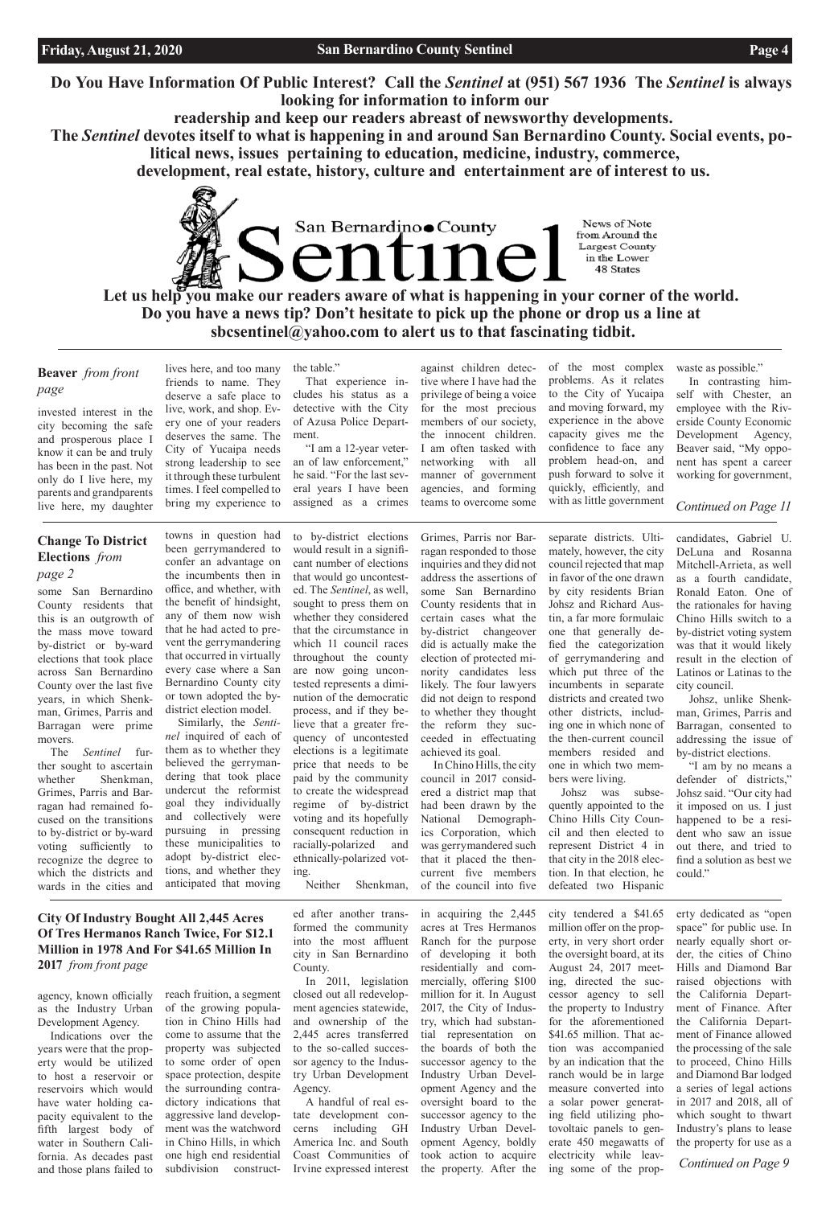**Do You Have Information Of Public Interest? Call the *Sentinel* at (951) 567 1936 The *Sentinel* is always looking for information to inform our readership and keep our readers abreast of newsworthy developments.**
**The *Sentinel* devotes itself to what is happening in and around San Bernardino County. Social events, political news, issues pertaining to education, medicine, industry, commerce, development, real estate, history, culture and entertainment are of interest to us.**

San Bernardino County Sentinel

News of Note from Around the Largest County in the Lower 48 States

**Let us help you make our readers aware of what is happening in your corner of the world. Do you have a news tip? Don't hesitate to pick up the phone or drop us a line at sbcsentinel@yahoo.com to alert us to that fascinating tidbit.**

## Beaver *from front page*

invested interest in the city becoming the safe and prosperous place I know it can be and truly has been in the past. Not only do I live here, my parents and grandparents live here, my daughter lives here, and too many friends to name. They deserve a safe place to live, work, and shop. Every one of your readers deserves the same. The City of Yucaipa needs strong leadership to see it through these turbulent times. I feel compelled to bring my experience to the table."

That experience includes his status as a detective with the City of Azusa Police Department.

"I am a 12-year veteran of law enforcement," he said. "For the last several years I have been assigned as a crimes against children detective where I have had the privilege of being a voice for the most precious members of our society, the innocent children. I am often tasked with networking with all manner of government agencies, and forming teams to overcome some of the most complex problems. As it relates to the City of Yucaipa and moving forward, my experience in the above capacity gives me the confidence to face any problem head-on, and push forward to solve it quickly, efficiently, and with as little government waste as possible."

In contrasting himself with Chester, an employee with the Riverside County Economic Development Agency, Beaver said, "My opponent has spent a career working for government,

*Continued on Page 11*

## Change To District Elections *from page 2*

some San Bernardino County residents that this is an outgrowth of the mass move toward by-district or by-ward elections that took place across San Bernardino County over the last five years, in which Shenkman, Grimes, Parris and Barragan were prime movers.

The *Sentinel* further sought to ascertain whether Shenkman, Grimes, Parris and Barragan had remained focused on the transitions to by-district or by-ward voting sufficiently to recognize the degree to which the districts and wards in the cities and towns in question had been gerrymandered to confer an advantage on the incumbents then in office, and whether, with the benefit of hindsight, any of them now wish that he had acted to prevent the gerrymandering that occurred in virtually every case where a San Bernardino County city or town adopted the by-district election model.

Similarly, the *Sentinel* inquired of each of them as to whether they believed the gerrymandering that took place undercut the reformist goal they individually and collectively were pursuing in pressing these municipalities to adopt by-district elections, and whether they anticipated that moving to by-district elections would result in a significant number of elections that would go uncontested. The *Sentinel*, as well, sought to press them on whether they considered that the circumstance in which 11 council races throughout the county are now going uncontested represents a diminution of the democratic process, and if they believe that a greater frequency of uncontested elections is a legitimate price that needs to be paid by the community to create the widespread regime of by-district voting and its hopefully consequent reduction in racially-polarized and ethnically-polarized voting.

Neither Shenkman, Grimes, Parris nor Barragan responded to those inquiries and they did not address the assertions of some San Bernardino County residents that in certain cases what the by-district changeover did is actually make the election of protected minority candidates less likely. The four lawyers did not deign to respond to whether they thought the reform they succeeded in effectuating achieved its goal.

In Chino Hills, the city council in 2017 considered a district map that had been drawn by the National Demographics Corporation, which was gerrymandered such that it placed the then-current five members of the council into five separate districts. Ultimately, however, the city council rejected that map in favor of the one drawn by city residents Brian Johsz and Richard Austin, a far more formulaic one that generally defied the categorization of gerrymandering and which put three of the incumbents in separate districts and created two other districts, including one in which none of the then-current council members resided and one in which two members were living.

Johsz was subsequently appointed to the Chino Hills City Council and then elected to represent District 4 in that city in the 2018 election. In that election, he defeated two Hispanic candidates, Gabriel U. DeLuna and Rosanna Mitchell-Arrieta, as well as a fourth candidate, Ronald Eaton. One of the rationales for having Chino Hills switch to a by-district voting system was that it would likely result in the election of Latinos or Latinas to the city council.

Johsz, unlike Shenkman, Grimes, Parris and Barragan, consented to addressing the issue of by-district elections.

"I am by no means a defender of districts," Johsz said. "Our city had it imposed on us. I just happened to be a resident who saw an issue out there, and tried to find a solution as best we could."

## City Of Industry Bought All 2,445 Acres Of Tres Hermanos Ranch Twice, For $12.1 Million in 1978 And For $41.65 Million In 2017 *from front page*

agency, known officially as the Industry Urban Development Agency.

Indications over the years were that the property would be utilized to host a reservoir or reservoirs which would have water holding capacity equivalent to the fifth largest body of water in Southern California. As decades past and those plans failed to reach fruition, a segment of the growing population in Chino Hills had come to assume that the property was subjected to some order of open space protection, despite the surrounding contradictory indications that aggressive land development was the watchword in Chino Hills, in which one high end residential subdivision constructed after another transformed the community into the most affluent city in San Bernardino County.

In 2011, legislation closed out all redevelopment agencies statewide, and ownership of the 2,445 acres transferred to the so-called successor agency to the Industry Urban Development Agency.

A handful of real estate development concerns including GH America Inc. and South Coast Communities of Irvine expressed interest in acquiring the 2,445 acres at Tres Hermanos Ranch for the purpose of developing it both residentially and commercially, offering $100 million for it. In August 2017, the City of Industry, which had substantial representation on the boards of both the successor agency to the Industry Urban Development Agency and the oversight board to the successor agency to the Industry Urban Development Agency, boldly took action to acquire the property. After the city tendered a $41.65 million offer on the property, in very short order the oversight board, at its August 24, 2017 meeting, directed the successor agency to sell the property to Industry for the aforementioned $41.65 million. That action was accompanied by an indication that the ranch would be in large measure converted into a solar power generating field utilizing photovoltaic panels to generate 450 megawatts of electricity while leaving some of the property dedicated as "open space" for public use. In nearly equally short order, the cities of Chino Hills and Diamond Bar raised objections with the California Department of Finance. After the California Department of Finance allowed the processing of the sale to proceed, Chino Hills and Diamond Bar lodged a series of legal actions in 2017 and 2018, all of which sought to thwart Industry's plans to lease the property for use as a

*Continued on Page 9*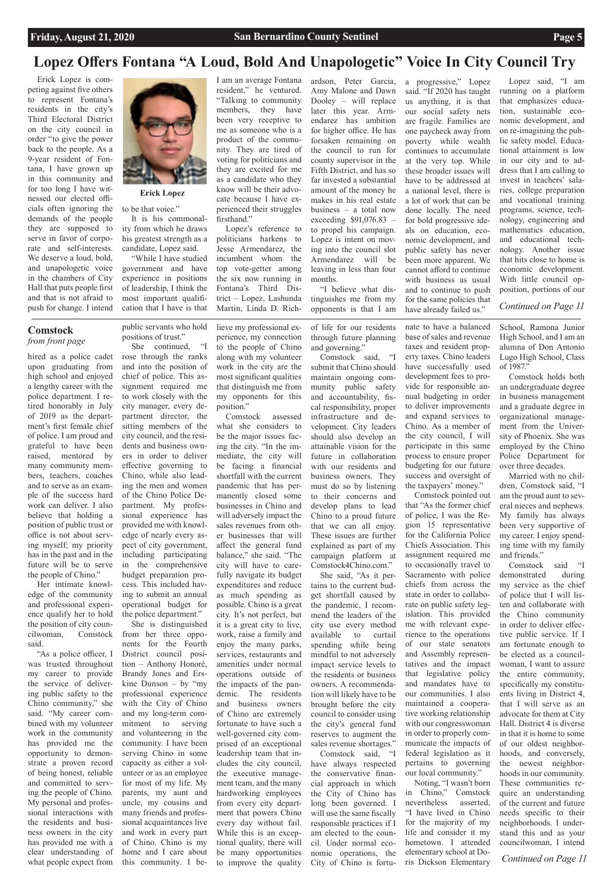# Lopez Offers Fontana "A Loud, Bold And Unapologetic" Voice In City Council Try

Erick Lopez is competing against five others to represent Fontana's residents in the city's Third Electoral District on the city council in order "to give the power back to the people. As a 9-year resident of Fontana, I have grown up in this community and for too long I have witnessed our elected officials often ignoring the demands of the people they are supposed to serve in favor of corporate and self-interests. We deserve a loud, bold, and unapologetic voice in the chambers of City Hall that puts people first and that is not afraid to push for change. I intend to be that voice."

**Erick Lopez**

It is his commonality from which he draws his greatest strength as a candidate, Lopez said.

"While I have studied government and have experience in positions of leadership, I think the most important qualification that I have is that I am an average Fontana resident," he ventured. "Talking to community members, they have been very receptive to me as someone who is a product of the community. They are tired of voting for politicians and they are excited for me as a candidate who they know will be their advocate because I have experienced their struggles firsthand."

Lopez's reference to politicians harkens to Jesse Armendarez, the incumbent whom the top vote-getter among the six now running in Fontana's Third District – Lopez, Lashunda Martin, Linda D. Richardson, Peter Garcia, Amy Malone and Dawn Dooley – will replace later this year. Armendarez has ambition for higher office. He has forsaken remaining on the council to run for county supervisor in the Fifth District, and has so far invested a substantial amount of the money he makes in his real estate business – a total now exceeding $91,076.83 – to propel his campaign. Lopez is intent on moving into the council slot Armendarez will be leaving in less than four months.

"I believe what distinguishes me from my opponents is that I am a progressive," Lopez said. "If 2020 has taught us anything, it is that our social safety nets are fragile. Families are one paycheck away from poverty while wealth continues to accumulate at the very top. While these broader issues will have to be addressed at a national level, there is a lot of work that can be done locally. The need for bold progressive ideals on education, economic development, and public safety has never been more apparent. We cannot afford to continue with business as usual and to continue to push for the same policies that have already failed us."

Lopez said, "I am running on a platform that emphasizes education, sustainable economic development, and on re-imagining the public safety model. Educational attainment is low in our city and to address that I am calling to invest in teachers' salaries, college preparation and vocational training programs, science, technology, engineering and mathematics education, and educational technology. Another issue that hits close to home is economic development. With little council opposition, portions of our

*Continued on Page 11*

## Comstock

*from front page*

hired as a police cadet upon graduating from high school and enjoyed a lengthy career with the police department. I retired honorably in July of 2019 as the department's first female chief of police. I am proud and grateful to have been raised, mentored by many community members, teachers, coaches and to serve as an example of the success hard work can deliver. I also believe that holding a position of public trust or office is not about serving myself; my priority has in the past and in the future will be to serve the people of Chino."

Her intimate knowledge of the community and professional experience qualify her to hold the position of city councilwoman, Comstock said.

"As a police officer, I was trusted throughout my career to provide the service of delivering public safety to the Chino community," she said. "My career combined with my volunteer work in the community has provided me the opportunity to demonstrate a proven record of being honest, reliable and committed to serving the people of Chino. My personal and professional interactions with the residents and business owners in the city has provided me with a clear understanding of what people expect from public servants who hold positions of trust."

She continued, "I rose through the ranks and into the position of chief of police. This assignment required me to work closely with the city manager, every department director, the sitting members of the city council, and the residents and business owners in order to deliver effective governing to Chino, while also leading the men and women of the Chino Police Department. My professional experience has provided me with knowledge of nearly every aspect of city government, including participating in the comprehensive budget preparation process. This included having to submit an annual operational budget for the police department."

She is distinguished from her three opponents for the Fourth District council position – Anthony Honoré, Brandy Jones and Erskine Dunson – by "my professional experience with the City of Chino and my long-term commitment to serving and volunteering in the community. I have been serving Chino in some capacity as either a volunteer or as an employee for most of my life. My parents, my aunt and uncle, my cousins and many friends and professional acquaintances live and work in every part of Chino. Chino is my home and I care about this community. I believe my professional experience, my connection to the people of Chino along with my volunteer work in the city are the most significant qualities that distinguish me from my opponents for this position."

Comstock assessed what she considers to be the major issues facing the city. "In the immediate, the city will be facing a financial shortfall with the current pandemic that has permanently closed some businesses in Chino and will adversely impact the sales revenues from other businesses that will affect the general fund balance," she said. "The city will have to carefully navigate its budget expenditures and reduce as much spending as possible. Chino is a great city. It's not perfect, but it is a great city to live, work, raise a family and enjoy the many parks, services, restaurants and amenities under normal operations outside of the impacts of the pandemic. The residents and business owners of Chino are extremely fortunate to have such a well-governed city comprised of an exceptional leadership team that includes the city council, the executive management team, and the many hardworking employees from every city department that powers Chino every day without fail. While this is an exceptional quality, there will be many opportunities to improve the quality of life for our residents through future planning and governing."

Comstock said, "I submit that Chino should maintain ongoing community public safety and accountability, fiscal responsibility, proper infrastructure and development. City leaders should also develop an attainable vision for the future in collaboration with our residents and business owners. They must do so by listening to their concerns and develop plans to lead Chino to a proud future that we can all enjoy. These issues are further explained as part of my campaign platform at Comstock4Chino.com."

She said, "As it pertains to the current budget shortfall caused by the pandemic, I recommend the leaders of the city use every method available to curtail spending while being mindful to not adversely impact service levels to the residents or business owners. A recommendation will likely have to be brought before the city council to consider using the city's general fund reserves to augment the sales revenue shortages."

Comstock said, "I have always respected the conservative financial approach in which the City of Chino has long been governed. I will use the same fiscally responsible practices if I am elected to the council. Under normal economic operations, the City of Chino is fortunate to have a balanced base of sales and revenue taxes and resident property taxes. Chino leaders have successfully used development fees to provide for responsible annual budgeting in order to deliver improvements and expand services to Chino. As a member of the city council, I will participate in this same process to ensure proper budgeting for our future success and oversight of the taxpayers' money."

Comstock pointed out that "As the former chief of police, I was the Region 15 representative for the California Police Chiefs Association. This assignment required me to occasionally travel to Sacramento with police chiefs from across the state in order to collaborate on public safety legislation. This provided me with relevant experience to the operations of our state senators and Assembly representatives and the impact that legislative policy and mandates have to our communities. I also maintained a cooperative working relationship with our congresswoman in order to properly communicate the impacts of federal legislation as it pertains to governing our local community."

Noting, "I wasn't born in Chino," Comstock nevertheless asserted, "I have lived in Chino for the majority of my life and consider it my hometown. I attended elementary school at Doris Dickson Elementary School, Ramona Junior High School, and I am an alumna of Don Antonio Lugo High School, Class of 1987."

Comstock holds both an undergraduate degree in business management and a graduate degree in organizational management from the University of Phoenix. She was employed by the Chino Police Department for over three decades.

Married with no children, Comstock said, "I am the proud aunt to several nieces and nephews. My family has always been very supportive of my career. I enjoy spending time with my family and friends."

Comstock said "I demonstrated during my service as the chief of police that I will listen and collaborate with the Chino community in order to deliver effective public service. If I am fortunate enough to be elected as a councilwoman, I want to assure the entire community, specifically my constituents living in District 4, that I will serve as an advocate for them at City Hall. District 4 is diverse in that it is home to some of our oldest neighborhoods, and conversely, the newest neighborhoods in our community. These communities require an understanding of the current and future needs specific to their neighborhoods. I understand this and as your councilwoman, I intend

*Continued on Page 11*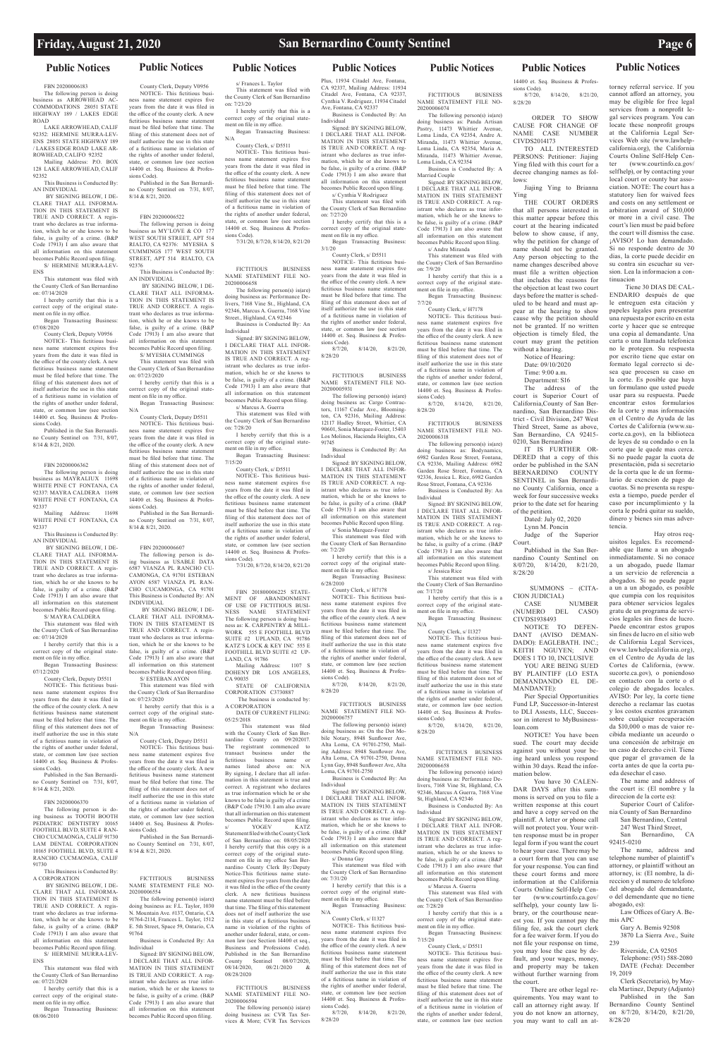## Public Notices

FBN 20200006183

The following person is doing business as ARROWHEAD ACCOMMODATIONS 28051 STATE HIGHWAY 189 / LAKES EDGE ROAD

LAKE ARROWHEAD, CALIF 92352: HERMINE MURRA-LEVENS 28051 STATE HIGHWAY 189 / LAKES EDGE ROAD LAKE ARROWHEAD, CALIFO 92352

Mailing Address: P.O. BOX 128 LAKE ARROWHEAD, CALIF 92352

This Business is Conducted By: AN INDIVIDUAL

BY SIGNING BELOW, I DECLARE THAT ALL INFORMATION IN THIS STATEMENT IS TRUE AND CORRECT. A registrant who declares as true information, which he or she knows to be false, is guilty of a crime. (B&P Code 17913) I am also aware that all information on this statement becomes Public Record upon filing.

S/ HERMINE MURRA-LEVENS

This statement was filed with the County Clerk of San Bernardino on: 07/14/2020

I hereby certify that this is a correct copy of the original statement on file in my office.

Began Transacting Business: 07/08/2020

County Clerk, Deputy V0956

NOTICE- This fictitious business name statement expires five years from the date it was filed in the office of the county clerk. A new fictitious business name statement must be filed before that time. The filing of this statement does not of itself authorize the use in this state of a fictitious name in violation of the rights of another under federal, state, or common law (see section 14400 et. Seq. Business & Professions Code).

Published in the San Bernardino County Sentinel on 7/31, 8/07, 8/14 & 8/21, 2020.

FBN 20200006362

The following person is doing business as MAYRALIUX 11698 WHITE PINE CT FONTANA, CA 92337: MAYRA CALDERA 11698 WHITE PINE CT FONTANA, CA 92337

Mailing Address: 11698 WHITE PINE CT FONTANA, CA 92337

This Business is Conducted By: AN INDIVIDUAL

BY SIGNING BELOW, I DECLARE THAT ALL INFORMATION IN THIS STATEMENT IS TRUE AND CORRECT. A registrant who declares as true information, which he or she knows to be false, is guilty of a crime. (B&P Code 17913) I am also aware that all information on this statement becomes Public Record upon filing.

S/ MAYRA CALDERA

This statement was filed with the County Clerk of San Bernardino on: 07/14/2020

I hereby certify that this is a correct copy of the original statement on file in my office.

Began Transacting Business: 07/12/2020

County Clerk, Deputy D5511

NOTICE- This fictitious business name statement expires five years from the date it was filed in the office of the county clerk. A new fictitious business name statement must be filed before that time. The filing of this statement does not of itself authorize the use in this state of a fictitious name in violation of the rights of another under federal, state, or common law (see section 14400 et. Seq. Business & Professions Code).

Published in the San Bernardino County Sentinel on 7/31, 8/07, 8/14 & 8/21, 2020.

FBN 20200006370

The following person is doing business as TOOTH BOOTH PEDIATRIC DENTISTRY 10165 FOOTHILL BLVD, SUITE 4 RANCHO CUCMAONGA, CALIF 91730 LAM DENTAL CORPORATION 10165 FOOTHILL BLVD, SUITE 4 RANCHO CUCMAONGA, CALIF 91730

This Business is Conducted By: A CORPORATION

BY SIGNING BELOW, I DECLARE THAT ALL INFORMATION IN THIS STATEMENT IS TRUE AND CORRECT. A registrant who declares as true information, which he or she knows to be false, is guilty of a crime. (B&P Code 17913) I am also aware that all information on this statement becomes Public Record upon filing.

S/ HERMINE MURRA-LEVENS

This statement was filed with the County Clerk of San Bernardino on: 07/21/2020

I hereby certify that this is a correct copy of the original statement on file in my office.

Began Transacting Business: 08/06/2010

County Clerk, Deputy V0956

NOTICE- This fictitious business name statement expires five years from the date it was filed in the office of the county clerk. A new fictitious business name statement must be filed before that time. The filing of this statement does not of itself authorize the use in this state of a fictitious name in violation of the rights of another under federal, state, or common law (see section 14400 et. Seq. Business & Professions Code).

Published in the San Bernardino County Sentinel on 7/31, 8/07, 8/14 & 8/21, 2020.

FBN 20200006522

The following person is doing business as MY'LOVE & CO 177 WEST SOUTH STREET, APT 514 RIALTO, CA 92376: MYESHA S CUMMINGS 177 WEST SOUTH STREET, APT 514 RIALTO, CA 92376

This Business is Conducted By: AN INDIVIDUAL

BY SIGNING BELOW, I DECLARE THAT ALL INFORMATION IN THIS STATEMENT IS TRUE AND CORRECT. A registrant who declares as true information, which he or she knows to be false, is guilty of a crime. (B&P Code 17913) I am also aware that all information on this statement becomes Public Record upon filing.

S/ MYESHA CUMMINGS

This statement was filed with the County Clerk of San Bernardino on: 07/23/2020

I hereby certify that this is a correct copy of the original statement on file in my office.

Began Transacting Business: N/A

County Clerk, Deputy D5511

NOTICE- This fictitious business name statement expires five years from the date it was filed in the office of the county clerk. A new fictitious business name statement must be filed before that time. The filing of this statement does not of itself authorize the use in this state of a fictitious name in violation of the rights of another under federal, state, or common law (see section 14400 et. Seq. Business & Professions Code).

Published in the San Bernardino County Sentinel on 7/31, 8/07, 8/14 & 8/21, 2020.

FBN 20200006607

The following person is doing business as USABLE DATA 6587 VIANZA PL RANCHO CUCAMONGA, CA 91701 ESTEBAN AYON 6587 VIANZA PL RANCHO CUCAMONGA, CA 91701 This Business is Conducted By: AN INDIVIDUAL

BY SIGNING BELOW, I DECLARE THAT ALL INFORMATION IN THIS STATEMENT IS TRUE AND CORRECT. A registrant who declares as true information, which he or she knows to be false, is guilty of a crime. (B&P Code 17913) I am also aware that all information on this statement becomes Public Record upon filing.

S/ ESTEBAN AYON

This statement was filed with the County Clerk of San Bernardino on: 07/23/2020

I hereby certify that this is a correct copy of the original statement on file in my office.

Began Transacting Business: N/A

County Clerk, Deputy D5511

NOTICE- This fictitious business name statement expires five years from the date it was filed in the office of the county clerk. A new fictitious business name statement must be filed before that time. The filing of this statement does not of itself authorize the use in this state of a fictitious name in violation of the rights of another under federal, state, or common law (see section 14400 et. Seq. Business & Professions Code).

Published in the San Bernardino County Sentinel on 7/31, 8/07, 8/14 & 8/21, 2020.

FICTITIOUS BUSINESS NAME STATEMENT FILE NO-20200006554

The following person(s) is(are) doing business as: F.L. Taylor, 1030 N. Mountain Ave. #137, Ontario, CA 91764-2114, Frances L. Taylor, 1512 E. 5th Street, Space 59, Ontario, CA 91764

Business is Conducted By: An Individual

Signed: BY SIGNING BELOW, I DECLARE THAT ALL INFORMATION IN THIS STATEMENT IS TRUE AND CORRECT. A registrant who declares as true information, which he or she knows to be false, is guilty of a crime. (B&P Code 17913) I am also aware that all information on this statement becomes Public Record upon filing.

s/ Frances L. Taylor

This statement was filed with the County Clerk of San Bernardino on: 7/23/20

I hereby certify that this is a correct copy of the original statement on file in my office.

Began Transacting Business: N/A

County Clerk, s/ D5511

NOTICE- This fictitious business name statement expires five years from the date it was filed in the office of the county clerk. A new fictitious business name statement must be filed before that time. The filing of this statement does not of itself authorize the use in this state of a fictitious name in violation of the rights of another under federal, state, or common law (see section 14400 et. Seq. Business & Professions Code).

7/31/20, 8/7/20, 8/14/20, 8/21/20

FICTITIOUS BUSINESS NAME STATEMENT FILE NO-20200006658

The following person(s) is(are) doing business as: Performance Delivers, 7168 Vine St, Highland, CA 92346, Marcus A. Guerra, 7168 Vine Street, Highland, CA 92346

Business is Conducted By: An Individual

Signed: BY SIGNING BELOW, I DECLARE THAT ALL INFORMATION IN THIS STATEMENT IS TRUE AND CORRECT. A registrant who declares as true information, which he or she knows to be false, is guilty of a crime. (B&P Code 17913) I am also aware that all information on this statement becomes Public Record upon filing.

s/ Marcus A. Guerra

This statement was filed with the County Clerk of San Bernardino on: 7/28/20

I hereby certify that this is a correct copy of the original statement on file in my office.

Began Transacting Business: 7/15/20

County Clerk, s/ D5511

NOTICE- This fictitious business name statement expires five years from the date it was filed in the office of the county clerk. A new fictitious business name statement must be filed before that time. The filing of this statement does not of itself authorize the use in this state of a fictitious name in violation of the rights of another under federal, state, or common law (see section 14400 et. Seq. Business & Professions Code).

7/31/20, 8/7/20, 8/14/20, 8/21/20

FBN 201800006225 STATEMENT OF ABANDONMENT OF USE OF FICTITIOUS BUSINESS NAME STATEMENT The following person is doing business as: K. CARPENTRY & MILLWORK 555 E FOOTHILL BLVD SUITE #2 UPLAND, CA 91786 KATZ'S LOCK & KEY INC 555 E FOOTHILL BLVD SUITE #2 UPLAND, CA 91786

Mailing Address: 1107 S DOHENY DR LOS ANGELES, CA 90035

STATE OF CALIFORNIA CORPORATION C3730887

The business is conducted by: A CORPORATION

DATE OF CURRENT FILING: 05/25/2018

This statement was filed with the County Clerk of San Bernardino County on 09/20/2017. The registrant commenced to transact business under the fictitious business name or names listed above on: N/A By signing, I declare that all information in this statement is true and correct. A registrant who declares as true information which he or she knows to be false is guilty of a crime (B&P Code 179130 I am also aware that all information on this statement becomes Public Record upon filing.

s/ YOGEV KATZ

Statement filed with the County Clerk of San Bernardino on: 08/05/2020 I hereby certify that this copy is a correct copy of the original statement on file in my office San Bernardino County Clerk By:/Deputy Notice-This fictitious name statement expires five years from the date it was filed in the office of the county clerk. A new fictitious business name statement must be filed before that time. The filing of this statement does not of itself authorize the use in this state of a fictitious business name in violation of the rights of another under federal, state, or common law (see Section 14400 et seq., Business and Professions Code). Published in the San Bernardino County Sentinel 08/07/2020, 08/14/2020, 08/21/2020 & 08/28/2020

FICTITIOUS BUSINESS NAME STATEMENT FILE NO-20200006594

The following person(s) is(are) doing business as: CVR Tax Services & More; CVR Tax Services Plus, 11934 Citadel Ave, Fontana, CA 92337, Mailing Address: 11934 Citadel Ave, Fontana, CA 92337, Cynthia V. Rodriguez, 11934 Citadel Ave, Fontana, CA 92337

Business is Conducted By: An Individual

Signed: BY SIGNING BELOW, I DECLARE THAT ALL INFORMATION IN THIS STATEMENT IS TRUE AND CORRECT. A registrant who declares as true information, which he or she knows to be false, is guilty of a crime. (B&P Code 17913) I am also aware that all information on this statement becomes Public Record upon filing.

s/ Cynthia V Rodriguez

This statement was filed with the County Clerk of San Bernardino on: 7/27/20

I hereby certify that this is a correct copy of the original statement on file in my office.

Began Transacting Business: 3/1/20

County Clerk, s/ D5511

NOTICE- This fictitious business name statement expires five years from the date it was filed in the office of the county clerk. A new fictitious business name statement must be filed before that time. The filing of this statement does not of itself authorize the use in this state of a fictitious name in violation of the rights of another under federal, state, or common law (see section 14400 et. Seq. Business & Professions Code).

8/7/20, 8/14/20, 8/21/20, 8/28/20

FICTITIOUS BUSINESS NAME STATEMENT FILE NO-20200005931

The following person(s) is(are) doing business as: Cargo Contractors, 11167 Cedar Ave., Bloomington, CA 92316, Mailing Address: 12117 Hadley Street, Whittier, CA 90601, Sonia Marquez-Foster, 15403 Los Molinos, Hacienda Heights, CA 91745

Business is Conducted By: An Individual

Signed: BY SIGNING BELOW, I DECLARE THAT ALL INFORMATION IN THIS STATEMENT IS TRUE AND CORRECT. A registrant who declares as true information, which he or she knows to be false, is guilty of a crime. (B&P Code 17913) I am also aware that all information on this statement becomes Public Record upon filing.

s/ Sonia Marquez-Foster

This statement was filed with the County Clerk of San Bernardino on: 7/2/20

I hereby certify that this is a correct copy of the original statement on file in my office.

Began Transacting Business: 6/28/2010

County Clerk, s/ H7178

NOTICE- This fictitious business name statement expires five years from the date it was filed in the office of the county clerk. A new fictitious business name statement must be filed before that time. The filing of this statement does not of itself authorize the use in this state of a fictitious name in violation of the rights of another under federal, state, or common law (see section 14400 et. Seq. Business & Professions Code).

8/7/20, 8/14/20, 8/21/20, 8/28/20

FICTITIOUS BUSINESS NAME STATEMENT FILE NO-20200006757

The following person(s) is(are) doing business as: On the Dot Mobile Notary, 8948 Sunflower Ave, Alta Loma, CA 91701-2750, Mailing Address: 8948 Sunflower Ave, Alta Loma, CA 91701-2750, Donna Lynn Gay, 8948 Sunflower Ave, Alta Loma, CA 91701-2750

Business is Conducted By: An Individual

Signed: BY SIGNING BELOW, I DECLARE THAT ALL INFORMATION IN THIS STATEMENT IS TRUE AND CORRECT. A registrant who declares as true information, which he or she knows to be false, is guilty of a crime. (B&P Code 17913) I am also aware that all information on this statement becomes Public Record upon filing.

s/ Donna Gay

This statement was filed with the County Clerk of San Bernardino on: 7/31/20

I hereby certify that this is a correct copy of the original statement on file in my office.

Began Transacting Business: N/A

County Clerk, s/ I1327

NOTICE- This fictitious business name statement expires five years from the date it was filed in the office of the county clerk. A new fictitious business name statement must be filed before that time. The filing of this statement does not of itself authorize the use in this state of a fictitious name in violation of the rights of another under federal, state, or common law (see section 14400 et. Seq. Business & Professions Code).

8/7/20, 8/14/20, 8/21/20, 8/28/20

FICTITIOUS BUSINESS NAME STATEMENT FILE NO-20200006074

The following person(s) is(are) doing business as: Panda Artisan Pastry, 11473 Whittier Avenue, Loma Linda, CA 92354, Andre A. Miranda, 11473 Whittier Avenue, Loma Linda, CA 92354, Maria A. Miranda, 11473 Whittier Avenue, Loma Linda, CA 92354

Business is Conducted By: A Married Couple

Signed: BY SIGNING BELOW, I DECLARE THAT ALL INFORMATION IN THIS STATEMENT IS TRUE AND CORRECT. A registrant who declares as true information, which he or she knows to be false, is guilty of a crime. (B&P Code 17913) I am also aware that all information on this statement becomes Public Record upon filing.

s/ Andre Miranda

This statement was filed with the County Clerk of San Bernardino on: 7/9/20

I hereby certify that this is a correct copy of the original statement on file in my office.

Began Transacting Business: 7/7/20

County Clerk, s/ H7178

NOTICE- This fictitious business name statement expires five years from the date it was filed in the office of the county clerk. A new fictitious business name statement must be filed before that time. The filing of this statement does not of itself authorize the use in this state of a fictitious name in violation of the rights of another under federal, state, or common law (see section 14400 et. Seq. Business & Professions Code).

8/7/20, 8/14/20, 8/21/20, 8/28/20

FICTITIOUS BUSINESS NAME STATEMENT FILE NO-20200006318

The following person(s) is(are) doing business as: Bodynamics, 6982 Garden Rose Street, Fontana, CA 92336, Mailing Address: 6982 Garden Rose Street, Fontana, CA 92336, Jessica L. Rice, 6982 Garden Rose Street, Fontana, CA 92336

Business is Conducted By: An Individual

Signed: BY SIGNING BELOW, I DECLARE THAT ALL INFORMATION IN THIS STATEMENT IS TRUE AND CORRECT. A registrant who declares as true information, which he or she knows to be false, is guilty of a crime. (B&P Code 17913) I am also aware that all information on this statement becomes Public Record upon filing.

s/ Jessica Rice

This statement was filed with the County Clerk of San Bernardino on: 7/17/20

I hereby certify that this is a correct copy of the original statement on file in my office.

Began Transacting Business: N/A

County Clerk, s/ I1327

NOTICE- This fictitious business name statement expires five years from the date it was filed in the office of the county clerk. A new fictitious business name statement must be filed before that time. The filing of this statement does not of itself authorize the use in this state of a fictitious name in violation of the rights of another under federal, state, or common law (see section 14400 et. Seq. Business & Professions Code).

8/7/20, 8/14/20, 8/21/20, 8/28/20

FICTITIOUS BUSINESS NAME STATEMENT FILE NO-20200006658

The following person(s) is(are) doing business as: Performance Delivers, 7168 Vine St, Highland, CA 92346, Marcus A Guerra, 7168 Vine St, Highland, CA 92346

Business is Conducted By: An Individual

Signed: BY SIGNING BELOW, I DECLARE THAT ALL INFORMATION IN THIS STATEMENT IS TRUE AND CORRECT. A registrant who declares as true information, which he or she knows to be false, is guilty of a crime. (B&P Code 17913) I am also aware that all information on this statement becomes Public Record upon filing.

s/ Marcus A. Guerra

This statement was filed with the County Clerk of San Bernardino on: 7/28/20

I hereby certify that this is a correct copy of the original statement on file in my office.

Began Transacting Business: 7/15/20

County Clerk, s/ D5511

NOTICE- This fictitious business name statement expires five years from the date it was filed in the office of the county clerk. A new fictitious business name statement must be filed before that time. The filing of this statement does not of itself authorize the use in this state of a fictitious name in violation of the rights of another under federal, state, or common law (see section 14400 et. Seq. Business & Professions Code).

8/7/20, 8/14/20, 8/21/20, 8/28/20

ORDER TO SHOW CAUSE FOR CHANGE OF NAME CASE NUMBER CIVDS2014173

TO ALL INTERESTED PERSONS: Petitioner: Jiajing Ying filed with this court for a decree changing names as follows:

Jiajing Ying to Brianna Ying

THE COURT ORDERS that all persons interested in this matter appear before this court at the hearing indicated below to show cause, if any, why the petition for change of name should not be granted. Any person objecting to the name changes described above must file a written objection that includes the reasons for the objection at least two court days before the matter is scheduled to be heard and must appear at the hearing to show cause why the petition should not be granted. If no written objection is timely filed, the court may grant the petition without a hearing.

Notice of Hearing:

Date: 09/10/2020

Time: 9:00 a.m.

Department: S16

The address of the court is Superior Court of California,County of San Bernardino, San Bernardino District - Civil Division, 247 West Third Street, Same as above, San Bernardino, CA 92415-0210, San Bernardino

IT IS FURTHER ORDERED that a copy of this order be published in the SAN BERNARDINO COUNTY SENTINEL in San Bernardino County California, once a week for four successive weeks prior to the date set for hearing of the petition.

Dated: July 02, 2020

Lynn M. Poncin

Judge of the Superior Court.

Published in the San Bernardino County Sentinel on 8/07/20, 8/14/20, 8/21/20, 8/28/20

SUMMONS – (CITACION JUDICIAL)

CASE NUMBER (NUMERO DEL CASO) CIVDS1938493

NOTICE TO DEFENDANT (AVISO DEMANDADO): EAGLEBATH. INC.; KEITH NGUYEN; AND DOES 1 TO 10, INCLUSIVE

YOU ARE BEING SUED BY PLAINTIFF (LO ESTA DEMANDANDO EL DEMANDANTE):

Pier Special Opportunities Fund LP, Successor-in-Interest to DLI Assets, LLC, Successor in interest to MyBusinessloan.com

NOTICE! You have been sued. The court may decide against you without your being heard unless you respond within 30 days. Read the information below.

You have 30 CALENDAR DAYS after this summons is served on you to file a written response at this court and have a copy served on the plaintiff. A letter or phone call will not protect you. Your written response must be in proper legal form if you want the court to hear your case. There may be a court form that you can use for your response. You can find these court forms and more information at the California Courts Online Self-Help Center (www.courtinfo.ca.gov/selfhelp), your county law library, or the courthouse nearest you. If you cannot pay the filing fee, ask the court clerk for a fee waiver form. If you do not file your response on time, you may lose the case by default, and your wages, money, and property may be taken without further warning from the court.

There are other legal requirements. You may want to call an attorney right away. If you do not know an attorney, you may want to call an attorney referral service. If you cannot afford an attorney, you may be eligible for free legal services from a nonprofit legal services program. You can locate these nonprofit groups at the California Legal Services Web site (www.lawhelpcalifornia.org), the California Courts Online Self-Help Center (www.courtinfo.ca.gov/selfhelp), or by contacting your local court or county bar association. NOTE: The court has a statutory lien for waived fees and costs on any settlement or arbitration award of $10,000 or more in a civil case. The court's lien must be paid before the court will dismiss the case. ¡AVISO! Lo han demandado. Si no responde dentro de 30 dias, la corte puede decidir en su contra sin escuchar su version. Lea la informacion a continuacion

Tiene 30 DIAS DE CALENDARIO después de que le entreguen esta citación y papeles legales para presentar una repuesta por escrito en esta corte y hacer que se entregue una copia al demandante. Una carta o una llamada telefonica no le protegen. Su respuesta por escrito tiene que estar en formato legal correcto si desea que procesen su caso en la corte. Es posible que haya un formulario que usted puede usar para su respuesta. Puede encontrar estos formularios de la corte y mas información en el Centro de Ayuda de las Cortes de California (www.sucorte.ca.gov), en la biblioteca de leyes de su condado o en la corte que le quede mas cerca. Si no puede pagar la cuota de presentación, pida al secretario de la corte que le de un formulario de exencion de pago de cuotas. Si no presenta su respuesta a tiempo, puede perder el caso por incumplimiento y la corte le podrá quitar su sueldo, dinero y bienes sin mas advertencia.

Hay otros requisitos legales. Es recomendable que llame a un abogado inmediatamente. Si no conace a un abogado, puede llamar a un servicio de referencia a abogados. Si no puede pagar a un a un abogado, es posible que cumpla con los requisitos para obtener servicios legales gratu de un programa de servicios legales sin fines de lucro. Puede encontrar estos grupos sin fines de lucro en el sitio web de California Legal Services, (www.lawhelpcalifornia.org), en el Centro de Ayuda de las Cortes de California, (www.sucorte.ca.gov), o poniendoso en contacto con la corte o el colegio de abogados locales. AVISO: Por ley, la corte tiene derecho a reclamar las cuotas y los costos exentos gravamen sobre cualquier recuperación da $10,000 o mas de vaior recibida mediante un acuerdo o una concesión de arbitraje en un caso de derecho civil. Tiene que pagar el gravamen de la corta antes de que la corta pueda desechar el caso.

The name and address of the court is: (El nombre y la direccion de la corte es):

Superior Court of California County of San Bernardino

San Bernardino, Central

247 West Third Street,

San Bernardino, CA 92415-0210

The name, address and telephone number of plaintiff's attorney, or plaintiff without an attorney, is: (El nombre, la direccion y el numero de telefono del abogado del demandante, o del demendante que no tiene abogado, es):

Law Offices of Gary A. Bemis APC

Gary A. Bemis 92508

3870 La Sierra Ave., Suite 239

Riverside, CA 92505

Telephone: (951) 588-2080

DATE (Fecha): December 19, 2019

Clerk (Secretario), by Mayela Martinez, Deputy (Adjunto)

Published in the San Bernardino County Sentinel on 8/7/20, 8/14/20, 8/21/20, 8/28/20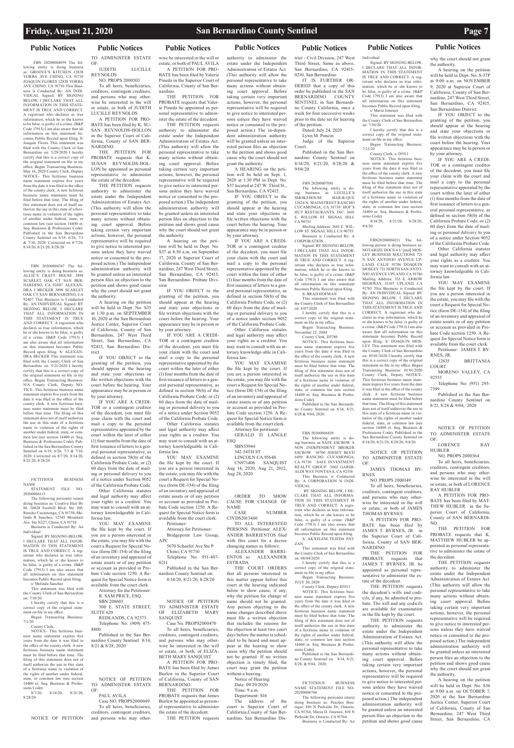## Public Notices

FBN 20200004959 The following entity is doing business as: GROOVE'S KITCHEN 12838 YORBA AVE CHINO, CA 91710 JOAQUIN FLORES 12838 YORBA AVE CHINO, CA 91710 This Business is Conducted By: AN INDIVIDUAL Signed: BY SIGNING BELOW, I DECLARE THAT ALL INFORMATION IN THIS STATEMENT IS TRUE AND CORRECT. A registrant who declares as true information, which he or she knows to be false, is guilty of a crime. (B&P Code 17913) I am also aware that all information on this statement becomes Public Record upon filing. S/ Joaquin Flores This statement was filed with the County Clerk of San Bernardino on: 5/29/2020 I hereby certify that this is a correct copy of the original statement on file in my office. Began Transacting Business: May 16, 2020 County Clerk, Deputy NOTICE- This fictitious business name statement expires five years from the date it was filed in the office of the county clerk. A new fictitious business name statement must be filed before that time. The filing of this statement does not of itself authorize the use in this state of a fictitious name in violation of the rights of another under federal, state, or common law (see section 14400 et. Seq. Business & Professions Code). Published in the San Bernardino County Sentinel on 6/19, 6/26, 7/3 & 7/10, 2020. Corrected on 8/7/20, 8/14/20, 8/21/20, 8/28/20

FBN 20200004767 The following entity is doing business as: ALLIE'S CRAFT HOUSE 3898 SCARLET OAK CT SAN BERNARDINO, CA 92407 ALEXANDRA J BECKER 3898 SCARLET OAK CT SAN BERNARDINO, CA 92407 This Business is Conducted By: AN INDIVIDUAL Signed: BY SIGNING BELOW, I DECLARE THAT ALL INFORMATION IN THIS STATEMENT IS TRUE AND CORRECT. A registrant who declares as true information, which he or she knows to be false, is guilty of a crime. (B&P Code 17913) I am also aware that all information on this statement becomes Public Record upon filing. S/ ALEXANDRA BECKER This statement was filed with the County Clerk of San Bernardino on: 5/21/2020 I hereby certify that this is a correct copy of the original statement on file in my office. Began Transacting Business: N/A County Clerk, Deputy NOTICE- This fictitious business name statement expires five years from the date it was filed in the office of the county clerk. A new fictitious business name statement must be filed before that time. The filing of this statement does not of itself authorize the use in this state of a fictitious name in violation of the rights of another under federal, state, or common law (see section 14400 et. Seq. Business & Professions Code). Published in the San Bernardino County Sentinel on 6/19, 6/26, 7/3 & 7/10, 2020. Corrected on 8/7/20, 8/14/20, 8/21/20, 8/28/20

FICTITIOUS BUSINESS NAME STATEMENT FILE NO-2020006113

The following person(s) is(are) doing business as: Creative Hair By M, 10828 Foothill Blvd. Ste 100, Rancho Cucamonga, CA 91730, Melinda R Sanchez, 12345 Mountain Ave. Ste N227, Chino, CA 91710

Business is Conducted By: An Individual

Signed: BY SIGNING BELOW, I DECLARE THAT ALL INFORMATION IN THIS STATEMENT IS TRUE AND CORRECT. A registrant who declares as true information, which he or she knows to be false, is guilty of a crime. (B&P Code 17913) I am also aware that all information on this statement becomes Public Record upon filing.

s/ Melinda Sanchez

This statement was filed with the County Clerk of San Bernardino on: 7/10/20

I hereby certify that this is a correct copy of the original statement on file in my office.

Began Transacting Business: 7/1/20

County Clerk,

NOTICE- This fictitious business name statement expires five years from the date it was filed in the office of the county clerk. A new fictitious business name statement must be filed before that time. The filing of this statement does not of itself authorize the use in this state of a fictitious name in violation of the rights of another under federal, state, or common law (see section 14400 et. Seq. Business & Professions Code).

8/7/20, 8/14/20, 8/21/20, 8/28/20

NOTICE OF PETITION TO ADMINISTER ESTATE OF:

JUDITH LUCILLE REYNOLDS

NO. PROPS 2000503

To all heirs, beneficiaries, creditors, contingent creditors, and persons who may otherwise be interested in the will or estate, or both, of JUDITH LUCILLE REYNOLDS

A PETITION FOR PROBATE has been filed by K. SUSAN REYNOLDS-HOLLON in the Superior Court of California, County of SAN BERNARDINO.

THE PETITION FOR PROBATE requests that K. SUSAN REYNOLDS-HOLLON be appointed as personal representative to administer the estate of the decedent.

THE PETITION requests authority to administer the estate under the Independent Administration of Estates Act. (This authority will allow the personal representative to take many actions without obtaining court approval. Before taking certain very important actions, however, the personal representative will be required to give notice to interested persons unless they have waived notice or consented to the proposed action.) The independent administration authority will be granted unless an interested person files an objection to the petition and shows good cause why the court should not grant the authority.

A hearing on the petition will be held in Dept. No. S35 at 1:30 p.m. on SEPTEMBER 10, 2020 at the San Bernardino Justice Center, Superior Court of California, County of San Bernardino, 247 West Third Street, San Bernardino, CA 92415, San Bernardino District.

IF YOU OBJECT to the granting of the petition, you should appear at the hearing and state your objections or file written objections with the court before the hearing. Your appearance may be in person or by your attorney.

IF YOU ARE A CREDITOR or a contingent creditor of the decedent, you must file your claim with the court and mail a copy to the personal representative appointed by the court within the later of either (1) four months from the date of first issuance of letters to a general personal representative, as defined in section 58(b) of the California Probate Code, or (2) 60 days from the date of mailing or personal delivery to you of a notice under Section 9052 of the California Probate Code.

Other California statutes and legal authority may affect your rights as a creditor. You may want to consult with an attorney knowledgeable in California law.

YOU MAY EXAMINE the file kept by the court. If you are a person interested in the estate, you may file with the court a Request for Special Notice (form DE-154) of the filing of an inventory and appraisal of estate assets or of any petition or account as provided in Probate Code section 1250. A Request for Special Notice form is available from the court clerk.

Attorney for the Petitioner:
R. SAM PRICE, ESQ.
SBN 208603
300 E. STATE STREET, SUITE 620
REDLANDS, CA 92373
Telephone No: (909) 475-8800

Published in the San Bernardino County Sentinel 8/14, 8/21 & 8/28, 2020

NOTICE OF PETITION TO ADMINISTER ESTATE OF:

PAUL AVILA

Case NO. PROPS2000049

To all heirs, beneficiaries, creditors, contingent creditors, and persons who may otherwise be interested in the will or estate, or both of PAUL AVILA

A PETITION FOR PROBATE has been filed by Valerie Pineda in the Superior Court of California, County of San Bernardino.

THE PETITION FOR PROBATE requests that Valerie Pineda be appointed as personal representative to administer the estate of the decedent.

THE PETITION requests authority to administer the estate under the Independent Administration of Estates Act. (This authority will allow the personal representative to take many actions without obtaining court approval. Before taking certain very important actions, however, the personal representative will be required to give notice to interested persons unless they have waived notice or consented to the proposed action.) The independent administration authority will be granted unless an interested person files an objection to the petition and shows good cause why the court should not grant the authority.

A hearing on the petition will be held in Dept. No. S37 at 8:30 a.m. on September 17, 2020 at Superior Court of California, County of San Bernardino, 247 West Third Street, San Bernardino, CA 92415, San Bernardino- Probate Division

IF YOU OBJECT to the granting of the petition, you should appear at the hearing and state your objections or file written objections with the court before the hearing. Your appearance may be in person or by your attorney.

IF YOU ARE A CREDITOR or a contingent creditor of the decedent, you must file your claim with the court and mail a copy to the personal representative appointed by the court within the later of either (1) four months from the date of first issuance of letters to a general personal representative, as defined in section 58(b) of the California Probate Code, or (2) 60 days from the date of mailing or personal delivery to you of a notice under Section 9052 of the California Probate Code.

Other California statutes and legal authority may affect your rights as a creditor. You may want to consult with an attorney knowledgeable in California law.

YOU MAY EXAMINE the file kept by the court. If you are a person interested in the estate, you may file with the court a Request for Special Notice (form DE-154) of the filing of an inventory and appraisal of estate assets or of any petition or account as provided in Probate Code section 1250. A Request for Special Notice form is available from the court clerk.

Petitioner:
Attorney for Petitioner:
Bridgepoint Law Group, APC
5670 Schaefer Ave Ste P
Chino, CA 91710
Telephone No: 951-407-0211

Published in the San Bernardino County Sentinel on:
8/14/20, 8/21/20, 8/28/20

NOTICE OF PETITION TO ADMINISTER ESTATE OF ELIZABETH MARY SANQUIST

Case No. PROPS2000470

To all heirs, beneficiaries, creditors, contingent creditors, and persons who may otherwise be interested in the will or estate, or both, of ELIZABETH MARY SANQUIST

A PETITION FOR PROBATE has been filed by James Burlew in the Superior Court of California, County of SAN BERNARDINO.

THE PETITION FOR PROBATE requests that James Burlew be appointed as personal representative to administer the estate of the decedent.

THE PETITION requests authority to administer the estate under the Independent Administration of Estates Act. (This authority will allow the personal representative to take many actions without obtaining court approval. Before taking certain very important actions, however, the personal representative will be required to give notice to interested persons unless they have waived notice or consented to the proposed action.) The independent administration authority will be granted unless an interested person files an objection to the petition and shows good cause why the court should not grant the authority.

A HEARING on the petition will be held on Sept. 1, 2020 at 1:30 PM in Dept. No. S37 located at 247 W. Third St., San Bernardino, CA 92415.

IF YOU OBJECT to the granting of the petition, you should appear at the hearing and state your objections or file written objections with the court before the hearing. Your appearance may be in person or by your attorney.

IF YOU ARE A CREDITOR or a contingent creditor of the decedent, you must file your claim with the court and mail a copy to the personal representative appointed by the court within the later of either (1) four months from the date of first issuance of letters to a general personal representative, as defined in section 58(b) of the California Probate Code, or (2) 60 days from the date of mailing or personal delivery to you of a notice under section 9052 of the California Probate Code.

Other California statutes and legal authority may affect your rights as a creditor. You may want to consult with an attorney knowledgeable in California law.

YOU MAY EXAMINE the file kept by the court. If you are a person interested in the estate, you may file with the court a Request for Special Notice (form DE-154) of the filing of an inventory and appraisal of estate assets or of any petition or account as provided in Probate Code section 1250. A Request for Special Notice form is available from the court clerk.

Attorney for petitioner:
GERALD D LANGLE ESQ
SBN53944
542-54TH ST
LINCOLN CA 95648
CN971406 SANQUIST
Aug 14, 2020, Aug 21, 2012, Aug 28, 2020

ORDER TO SHOW CAUSE FOR CHANGE OF NAME

CASE NUMBER CIVDS2013460

TO ALL INTERESTED PERSONS: Petitioner ALEXANDER BARRIENTOS filed with this court for a decree changing names as follows:

ALEXANDER BARRIENTOS to ALEXANDER ESTRADA

THE COURT ORDERS that all persons interested in this matter appear before this court at the hearing indicated below to show cause, if any, why the petition for change of name should not be granted. Any person objecting to the name changes described above must file a written objection that includes the reasons for the objection at least two court days before the matter is scheduled to be heard and must appear at the hearing to show cause why the petition should not be granted. If no written objection is timely filed, the court may grant the petition without a hearing.

Notice of Hearing:
Date: 09/29/2020
Time: 9 a.m.
Department: S16

The address of the court is Superior Court of California, County of San Bernardino, San Bernardino District - Civil Division, 247 West Third Street, Same as above, San Bernardino, CA 92415-0210, San Bernardino

IT IS FURTHER ORDERED that a copy of this order be published in the SAN BERNARDINO COUNTY SENTINEL in San Bernardino County California, once a week for four successive weeks prior to the date set for hearing of the petition.

Dated: July 24, 2020
Lynn M. Poncin
Judge of the Superior Court.

Published in the San Bernardino County Sentinel on 8/14/20, 8/21/20, 8/28/20 & 9/04/20.

FBN 20200007081

The following entity is doing business as LUCILLE'S SMOKEHOUSE BAR-B-QUE 12624 N. MAINSTREET RANCHO CUCAMONGA, CA 91739: HOF'S HUT RESTAURANTS, INC. 2601 E. WILLOW ST. SIGNAL HILL CA 90755

Mailing Address: 2601 E. WILLOW ST. SIGNAL HILL CA 90755

Business is Conducted By: A CORPORATION

Signed: BY SIGNING BELOW, I DECLARE THAT ALL INFORMATION IN THIS STATEMENT IS TRUE AND CORRECT. A registrant who declares as true information, which he or she knows to be false, is guilty of a crime. (B&P Code 17913) I am also aware that all information on this statement becomes Public Record upon filing.

S/ BRAD HOFMAN

This statement was filed with the County Clerk of San Bernardino on: 8/07/2020

I hereby certify that this is a correct copy of the original statement on file in my office.

Began Transacting Business: November 22, 2004

County Clerk, D3780

NOTICE- This fictitious business name statement expires five years from the date it was filed in the office of the county clerk. A new fictitious business name statement must be filed before that time. The filing of this statement does not of itself authorize the use in this state of a fictitious name in violation of the rights of another under federal, state, or common law (see section 14400 et. Seq. Business & Professions Code).

Published in the San Bernardino County Sentinel on 8/14, 8/21, 8/28 & 9/04, 2020.

FBN 20200006839

The following entity is doing business as SAFE ESCROW A NON INDEPENDENT BROKER ESCROW 10700 JERSEY BLVD #450 RANCHO CUCAMONGA, CA 91730 SAFE INVESTMENT REALTY GROUP 5603 GARIBALDI WAY FONTANA, CA 92336

This Business is Conducted By: A CORPORATION N INDIVIDUAL

BY SIGNING BELOW, I DECLARE THAT ALL INFORMATION IN THIS STATEMENT IS TRUE AND CORRECT. A registrant who declares as true information, which he or she knows to be false, is guilty of a crime. (B&P Code 17913) I am also aware that all information on this statement becomes Public Record upon filing.

S/ AKXELEM TEJEDA PATZAN

This statement was filed with the County Clerk of San Bernardino on: 08/04/2020

I hereby certify that this is a correct copy of the original statement on file in my office.

Began Transacting Business: JULY 20, 2020

County Clerk, Deputy D5511

NOTICE- This fictitious business name statement expires five years from the date it was filed in the office of the county clerk. A new fictitious business name statement must be filed before that time. The filing of this statement does not of itself authorize the use in this state of a fictitious name in violation of the rights of another under federal, state, or common law (see section 14400 et. Seq. Business & Professions Code).

Published in the San Bernardino County Sentinel on 8/14, 8/21, 8/28, & 9/04, 2020.

FICTITIOUS BUSINESS NAME STATEMENT FILE NO-20200006746

The following person(s) is(are) doing business as: Peaches Boutique, 810 N Parkside Dr, Ontario, CA 91764, Maria D. Jimenez, 810 N Parkside Dr, Ontario, CA 91764

Business is Conducted By: An Individual

Signed: BY SIGNING BELOW, I DECLARE THAT ALL INFORMATION IN THIS STATEMENT IS TRUE AND CORRECT. A registrant who declares as true information, which he or she knows to be false, is guilty of a crime. (B&P Code 17913) I am also aware that all information on this statement becomes Public Record upon filing.

s/ Maria Jimenez

This statement was filed with the County Clerk of San Bernardino on: 7/30/20

I hereby certify that this is a correct copy of the original statement on file in my office.

Began Transacting Business: 7/23/20

County Clerk, s/ D5511

NOTICE- This fictitious business name statement expires five years from the date it was filed in the office of the county clerk. A new fictitious business name statement must be filed before that time. The filing of this statement does not of itself authorize the use in this state of a fictitious name in violation of the rights of another under federal, state, or common law (see section 14400 et. Seq. Business & Professions Code).

8/14/20, 8/21/20, 8/28/20, 9/4/20

FBN20200004211 The following person is doing business as: NOTARIZE DOCS 4 U [and] MOSLEY BUSINESS SOLUTIONS 721 N SAN ANTONIO AVENUE UPLAND, CALIF 91786 JOAQUIN MOSLEY 721 NORTH SAN ANTONIO AVENUE UPLAND, CA 91786 Mailing Address: 333 E ARROW HIGHWAY, #1107 UPLAND, CA 91785 This Business is Conducted By: AN INDIVIDUAL Signed: BY SIGNING BELOW, I DECLARE THAT ALL INFORMATION IN THIS STATEMENT IS TRUE AND CORRECT. A registrant who declares as true information, which he or she knows to be false, is guilty of a crime. (B&P Code 17913) I am also aware that all information on this statement becomes Public Record upon filing. S/ JOAQUIN MOSLEY This statement was filed with the County Clerk of San Bernardino on: 05/01/2020 I hereby certify that this is a correct copy of the original statement on file in my office. Began Transacting Business: 01/01/2020 County Clerk, Deputy NOTICE- This fictitious business name statement expires five years from the date it was filed in the office of the county clerk. A new fictitious business name statement must be filed before that time. The filing of this statement does not of itself authorize the use in this state of a fictitious name in violation of the rights of another under federal, state, or common law (see section 14400 et. Seq. Business & Professions Code). Published in the San Bernardino County Sentinel on 8/14/20, 8/21/20, 8/28/20, 9/4/20.

NOTICE OF PETITION TO ADMINISTER ESTATE OF:

JAMES THOMAS BYRNES

NO. PROPS 2000149

To all heirs, beneficiaries, creditors, contingent creditors, and persons who may otherwise be interested in the will or estate, or both, of JAMES THOMAS BYRNES

A PETITION FOR PROBATE has been filed by JAMES T. BYRNES, JR. in the Superior Court of California, County of SAN BERNARDINO.

THE PETITION FOR PROBATE requests that JAMES T. BYRNES, JR. be appointed as personal representative to administer the estate of the decedent.

THE PETITION requests the decedent's will and codicils, if any, be admitted to probate. The will and any codicils are available for examination in the file kept by the court.

THE PETITION requests authority to administer the estate under the Independent Administration of Estates Act. (This authority will allow the personal representative to take many actions without obtaining court approval. Before taking certain very important actions, however, the personal representative will be required to give notice to interested persons unless they have waived notice or consented to the proposed action.) The independent administration authority will be granted unless an interested person files an objection to the petition and shows good cause why the court should not grant the authority.

A hearing on the petition will be held in Dept. No. S-37P at 9:00 a.m. on NOVEMBER 9, 2020 at Superior Court of California, County of San Bernardino, 247 West Third Street, San Bernardino, CA 92415, San Bernardino District.

IF YOU OBJECT to the granting of the petition, you should appear at the hearing and state your objections or file written objections with the court before the hearing. Your appearance may be in person or by your attorney.

IF YOU ARE A CREDITOR or a contingent creditor of the decedent, you must file your claim with the court and mail a copy to the personal representative appointed by the court within the later of either (1) four months from the date of first issuance of letters to a general personal representative, as defined in section 58(b) of the California Probate Code, or (2) 60 days from the date of mailing or personal delivery to you of a notice under section 9052 of the California Probate Code.

Other California statutes and legal authority may affect your rights as a creditor. You may want to consult with an attorney knowledgeable in California law.

YOU MAY EXAMINE the file kept by the court. If you are a person interested in the estate, you may file with the court a Request for Special Notice (form DE-154) of the filing of an inventory and appraisal of estate assets or of any petition or account as provided in Probate Code section 1250. A Request for Special Notice form is available from the court clerk.

Petitioner: JAMES T. BYRNES, JR.
12835 BRITTANIA COURT
MORENO VALLEY, CA 92553
Telephone No: (951) 295-7399

Published in the San Bernardino County Sentinel on 8/21, 8/28 & 9/04, 2020

NOTICE OF PETITION TO ADMINISTER ESTATE OF:

LORENCE RAY HUBLER

NO. PROPS 2000364

To all heirs, beneficiaries, creditors, contingent creditors, and persons who may otherwise be interested in the will or estate, or both, of LORENCE RAY HUBLER

A PETITION FOR PROBATE has been filed by MATTHEW HUBLER in the Superior Court of California, County of SAN BERNARDINO.

THE PETITION FOR PROBATE requests that K. MATTHEW HUBLER be appointed as personal representative to administer the estate of the decedent.

THE PETITION requests authority to administer the estate under the Independent Administration of Estates Act. (This authority will allow the personal representative to take many actions without obtaining court approval. Before taking certain very important actions, however, the personal representative will be required to give notice to interested persons unless they have waived notice or consented to the proposed action.) The independent administration authority will be granted unless an interested person files an objection to the petition and shows good cause why the court should not grant the authority.

A hearing on the petition will be held in Dept. No. S36 at 9:00 a.m. on OCTOBER 7, 2020 at the San Bernardino Justice Center, Superior Court of California, County of San Bernardino, 247 West Third Street, San Bernardino, CA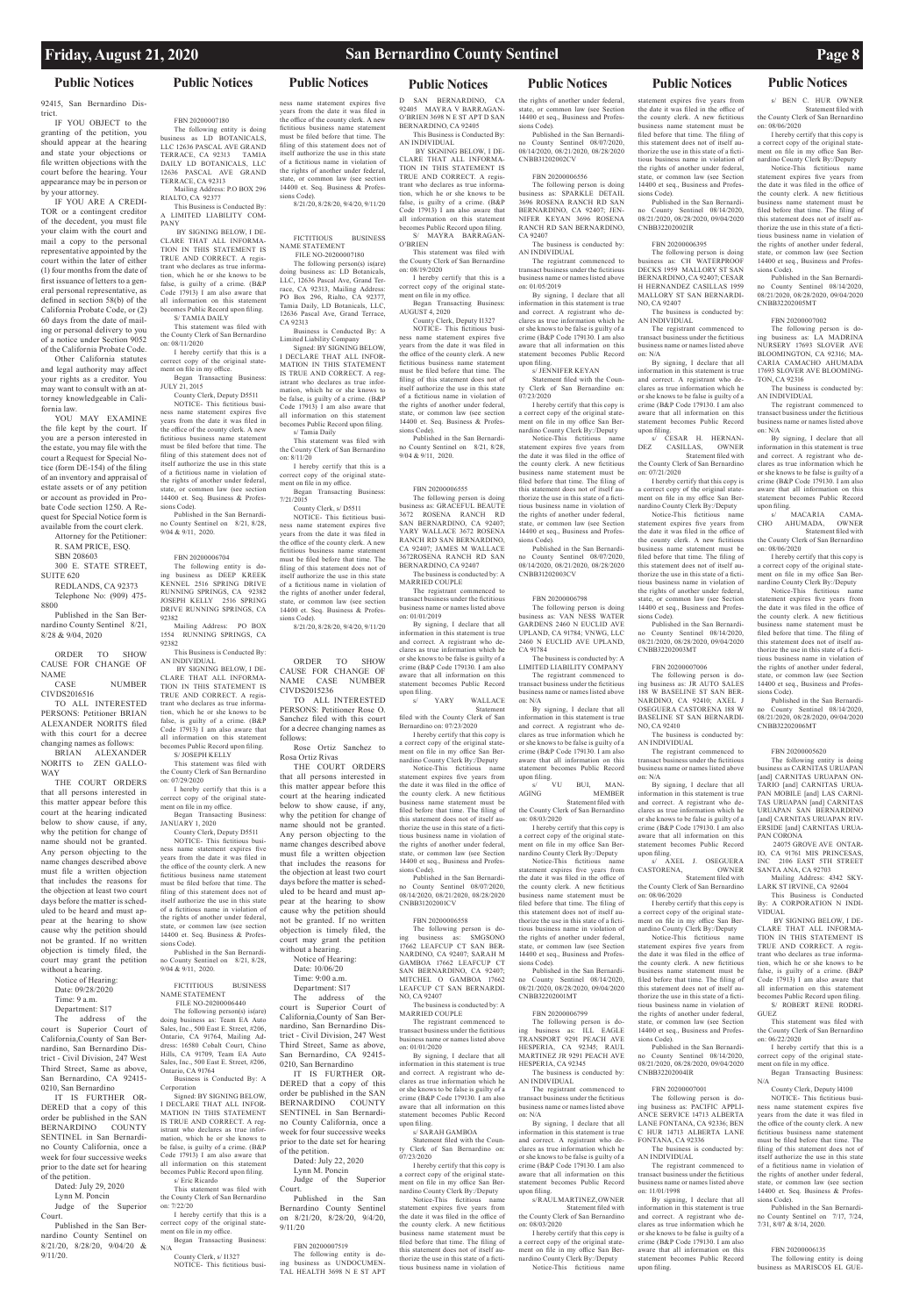## Public Notices

92415, San Bernardino District.

IF YOU OBJECT to the granting of the petition, you should appear at the hearing and state your objections or file written objections with the court before the hearing. Your appearance may be in person or by your attorney.

IF YOU ARE A CREDITOR or a contingent creditor of the decedent, you must file your claim with the court and mail a copy to the personal representative appointed by the court within the later of either (1) four months from the date of first issuance of letters to a general personal representative, as defined in section 58(b) of the California Probate Code, or (2) 60 days from the date of mailing or personal delivery to you of a notice under Section 9052 of the California Probate Code.

Other California statutes and legal authority may affect your rights as a creditor. You may want to consult with an attorney knowledgeable in California law.

YOU MAY EXAMINE the file kept by the court. If you are a person interested in the estate, you may file with the court a Request for Special Notice (form DE-154) of the filing of an inventory and appraisal of estate assets or of any petition or account as provided in Probate Code section 1250. A Request for Special Notice form is available from the court clerk.

Attorney for the Petitioner:
R. SAM PRICE, ESQ.
SBN 208603
300 E. STATE STREET, SUITE 620
REDLANDS, CA 92373
Telephone No: (909) 475-8800

Published in the San Bernardino County Sentinel 8/21, 8/28 & 9/04, 2020

ORDER TO SHOW CAUSE FOR CHANGE OF NAME
CASE NUMBER CIVDS2016516

TO ALL INTERESTED PERSONS: Petitioner BRIAN ALEXANDER NORITS filed with this court for a decree changing names as follows:

BRIAN ALEXANDER NORITS to ZEN GALLOWAY

THE COURT ORDERS that all persons interested in this matter appear before this court at the hearing indicated below to show cause, if any, why the petition for change of name should not be granted. Any person objecting to the name changes described above must file a written objection that includes the reasons for the objection at least two court days before the matter is scheduled to be heard and must appear at the hearing to show cause why the petition should not be granted. If no written objection is timely filed, the court may grant the petition without a hearing.

Notice of Hearing:
Date: 09/28/2020
Time: 9 a.m.
Department: S17

The address of the court is Superior Court of California,County of San Bernardino, San Bernardino District - Civil Division, 247 West Third Street, Same as above, San Bernardino, CA 92415-0210, San Bernardino

IT IS FURTHER ORDERED that a copy of this order be published in the SAN BERNARDINO COUNTY SENTINEL in San Bernardino County California, once a week for four successive weeks prior to the date set for hearing of the petition.

Dated: July 29, 2020
Lynn M. Poncin
Judge of the Superior Court.

Published in the San Bernardino County Sentinel on 8/21/20, 8/28/20, 9/04/20 & 9/11/20.

FBN 20200007180

The following entity is doing business as LD BOTANICALS, LLC 12636 PASCAL AVE GRAND TERRACE, CA 92313 TAMIA DAILY LD BOTANICALS, LLC 12636 PASCAL AVE GRAND TERRACE, CA 92313

Mailing Address: P.O BOX 296 RIALTO, CA 92377

This Business is Conducted By: A LIMITED LIABILITY COMPANY

BY SIGNING BELOW, I DECLARE THAT ALL INFORMATION IN THIS STATEMENT IS TRUE AND CORRECT. A registrant who declares as true information, which he or she knows to be false, is guilty of a crime. (B&P Code 17913) I am also aware that all information on this statement becomes Public Record upon filing.

S/ TAMIA DAILY

This statement was filed with the County Clerk of San Bernardino on: 08/11/2020

I hereby certify that this is a correct copy of the original statement on file in my office.

Began Transacting Business: JULY 21, 2015

County Clerk, Deputy D5511

NOTICE- This fictitious business name statement expires five years from the date it was filed in the office of the county clerk. A new fictitious business name statement must be filed before that time. The filing of this statement does not of itself authorize the use in this state of a fictitious name in violation of the rights of another under federal, state, or common law (see Section 14400 et. Seq. Business & Professions Code).

Published in the San Bernardino County Sentinel on 8/21, 8/28, 9/04 & 9/11, 2020.

FBN 20200006704

The following entity is doing business as DEEP KREEK KENNEL 2516 SPRING DRIVE RUNNING SPRINGS, CA 92382 JOSEPH KELLY 2516 SPRING DRIVE RUNNING SPRINGS, CA 92382

Mailing Address: PO BOX 1554 RUNNING SPRINGS, CA 92382

This Business is Conducted By: AN INDIVIDUAL

BY SIGNING BELOW, I DECLARE THAT ALL INFORMATION IN THIS STATEMENT IS TRUE AND CORRECT. A registrant who declares as true information, which he or she knows to be false, is guilty of a crime. (B&P Code 17913) I am also aware that all information on this statement becomes Public Record upon filing.

S/ JOSEPH KELLY

This statement was filed with the County Clerk of San Bernardino on: 07/29/2020

I hereby certify that this is a correct copy of the original statement on file in my office.

Began Transacting Business: JANUARY 1, 2020

County Clerk, Deputy D5511

NOTICE- This fictitious business name statement expires five years from the date it was filed in the office of the county clerk. A new fictitious business name statement must be filed before that time. The filing of this statement does not of itself authorize the use in this state of a fictitious name in violation of the rights of another under federal, state, or common law (see section 14400 et. Seq. Business & Professions Code).

Published in the San Bernardino County Sentinel on 8/21, 8/28, 9/04 & 9/11, 2020.

FICTITIOUS BUSINESS NAME STATEMENT
FILE NO-20200006440

The following person(s) is(are) doing business as: Team EA Auto Sales, Inc., 500 East E. Street, #206, Ontario, CA 91764, Mailing Address: 16580 Cobalt Court, Chino Hills, CA 91709, Team EA Auto Sales, Inc., 500 East E. Street, #206, Ontario, CA 91764

Business is Conducted By: A Corporation

Signed: BY SIGNING BELOW, I DECLARE THAT ALL INFORMATION IN THIS STATEMENT IS TRUE AND CORRECT. A registrant who declares as true information, which he or she knows to be false, is guilty of a crime. (B&P Code 17913) I am also aware that all information on this statement becomes Public Record upon filing.

s/ Eric Ricardo

This statement was filed with the County Clerk of San Bernardino on: 7/22/20

I hereby certify that this is a correct copy of the original statement on file in my office.

Began Transacting Business: N/A

County Clerk, s/ I1327

NOTICE- This fictitious business name statement expires five years from the date it was filed in the office of the county clerk. A new fictitious business name statement must be filed before that time. The filing of this statement does not of itself authorize the use in this state of a fictitious business name in violation of the rights of another under federal, state, or common law (see section 14400 et. Seq. Business & Professions Code).

8/21/20, 8/28/20, 9/4/20, 9/11/20

FICTITIOUS BUSINESS NAME STATEMENT
FILE NO-20200007180

The following person(s) is(are) doing business as: LD Botanicals, LLC, 12636 Pascal Ave, Grand Terrace, CA 92313, Mailing Address: PO Box 296, Rialto, CA 92377, Tamia Daily, LD Botanicals, LLC, 12636 Pascal Ave, Grand Terrace, CA 92313

Business is Conducted By: A Limited Liability Company

Signed: BY SIGNING BELOW, I DECLARE THAT ALL INFORMATION IN THIS STATEMENT IS TRUE AND CORRECT. A registrant who declares as true information, which he or she knows to be false, is guilty of a crime. (B&P Code 17913) I am also aware that all information on this statement becomes Public Record upon filing.

s/ Tamia Daily

This statement was filed with the County Clerk of San Bernardino on: 8/11/20

I hereby certify that this is a correct copy of the original statement on file in my office.

Began Transacting Business: 7/21/2015

County Clerk, s/ D5511

NOTICE- This fictitious business name statement expires five years from the date it was filed in the office of the county clerk. A new fictitious business name statement must be filed before that time. The filing of this statement does not of itself authorize the use in this state of a fictitious business name in violation of the rights of another under federal, state, or common law (see section 14400 et. Seq. Business & Professions Code).

8/21/20, 8/28/20, 9/4/20, 9/11/20

ORDER TO SHOW CAUSE FOR CHANGE OF NAME CASE NUMBER CIVDS2015236

TO ALL INTERESTED PERSONS: Petitioner Rose O. Sanchez filed with this court for a decree changing names as follows:

Rose Ortiz Sanchez to Rosa Ortiz Rivas

THE COURT ORDERS that all persons interested in this matter appear before this court at the hearing indicated below to show cause, if any, why the petition for change of name should not be granted. Any person objecting to the name changes described above must file a written objection that includes the reasons for the objection at least two court days before the matter is scheduled to be heard and must appear at the hearing to show cause why the petition should not be granted. If no written objection is timely filed, the court may grant the petition without a hearing.

Notice of Hearing:
Date: 10/06/20
Time: 9:00 a.m.
Department: S17

The address of the court is Superior Court of California,County of San Bernardino, San Bernardino District - Civil Division, 247 West Third Street, Same as above, San Bernardino, CA 92415-0210, San Bernardino

IT IS FURTHER ORDERED that a copy of this order be published in the SAN BERNARDINO COUNTY SENTINEL in San Bernardino County California, once a week for four successive weeks prior to the date set for hearing of the petition.

Dated: July 22, 2020
Lynn M. Poncin
Judge of the Superior Court.

Published in the San Bernardino County Sentinel on 8/21/20, 8/28/20, 9/4/20, 9/11/20

FBN 20200007519

The following entity is doing business as UNDOCUMENTAL HEALTH 3698 N E ST APT D SAN BERNARDINO, CA 92405 MAYRA V BARRAGAN-O'BRIEN 3698 N E ST APT D SAN BERNARDINO, CA 92405

This Business is Conducted By: AN INDIVIDUAL

BY SIGNING BELOW, I DECLARE THAT ALL INFORMATION IN THIS STATEMENT IS TRUE AND CORRECT. A registrant who declares as true information, which he or she knows to be false, is guilty of a crime. (B&P Code 17913) I am also aware that all information on this statement becomes Public Record upon filing.

S/ MAYRA BARRAGAN-O'BRIEN

This statement was filed with the County Clerk of San Bernardino on: 08/19/2020

I hereby certify that this is a correct copy of the original statement on file in my office.

Began Transacting Business: AUGUST 4, 2020

County Clerk, Deputy I1327

NOTICE- This fictitious business name statement expires five years from the date it was filed in the office of the county clerk. A new fictitious business name statement must be filed before that time. The filing of this statement does not of itself authorize the use in this state of a fictitious name in violation of the rights of another under federal, state, or common law (see Section 14400 et. Seq. Business & Professions Code).

Published in the San Bernardino County Sentinel on 8/21, 8/28, 9/04 & 9/11, 2020.

FBN 20200006555

The following person is doing business as: GRACEFUL BEAUTE 3672 ROSENA RANCH RD SAN BERNARDINO, CA 92407; YARY WALLACE 3672 ROSENA RANCH RD SAN BERNARDINO, CA 92407; JAMES M WALLACE 3672ROSENA RANCH RD SAN BERNARDINO, CA 92407

The business is conducted by: A MARRIED COUPLE

The registrant commenced to transact business under the fictitious business name or names listed above on: 01/01/2019

By signing, I declare that all information in this statement is true and correct. A registrant who declares as true information which he or she knows to be false is guilty of a crime (B&P Code 179130. I am also aware that all information on this statement becomes Public Record upon filing.

s/ YARY WALLACE

Statement filed with the County Clerk of San Bernardino on: 07/23/2020

I hereby certify that this copy is a correct copy of the original statement on file in my office San Bernardino County Clerk By:/Deputy

Notice-This fictitious name statement expires five years from the date it was filed in the office of the county clerk. A new fictitious business name statement must be filed before that time. The filing of this statement does not of itself authorize the use in this state of a fictitious business name in violation of the rights of another under federal, state, or common law (see Section 14400 et seq., Business and Professions Code).

Published in the San Bernardino County Sentinel 08/07/2020, 08/14/2020, 08/21/2020, 08/28/2020 CNBB31202001CV

FBN 20200006558

The following person is doing business as: SMGSONO 17662 LEAFCUP CT SAN BERNARDINO, CA 92407; SARAH M GAMBOA 17662 LEAFCUP CT SAN BERNARDINO, CA 92407; MITCHEL O GAMBOA 17662 LEAFCUP CT SAN BERNARDINO, CA 92407

The business is conducted by: A MARRIED COUPLE

The registrant commenced to transact business under the fictitious business name or names listed above on: 01/01/2020

By signing, I declare that all information in this statement is true and correct. A registrant who declares as true information which he or she knows to be false is guilty of a crime (B&P Code 179130. I am also aware that all information on this statement becomes Public Record upon filing.

s/ SARAH GAMBOA

Statement filed with the County Clerk of San Bernardino on: 07/23/2020

I hereby certify that this copy is a correct copy of the original statement on file in my office San Bernardino County Clerk By:/Deputy

Notice-This fictitious name statement expires five years from the date it was filed in the office of the county clerk. A new fictitious business name statement must be filed before that time. The filing of this statement does not of itself authorize the use in this state of a fictitious business name in violation of the rights of another under federal, state, or common law (see Section 14400 et seq., Business and Professions Code).

Published in the San Bernardino County Sentinel 08/07/2020, 08/14/2020, 08/21/2020, 08/28/2020 CNBB31202002CV

FBN 20200006556

The following person is doing business as: SPARKLE DETAIL 3696 ROSENA RANCH RD SAN BERNARDINO, CA 92407; JENNIFER KEYAN 3696 ROSENA RANCH RD SAN BERNARDINO, CA 92407

The business is conducted by: AN INDIVIDUAL

The registrant commenced to transact business under the fictitious business name or names listed above on: 01/05/2019

By signing, I declare that all information in this statement is true and correct. A registrant who declares as true information which he or she knows to be false is guilty of a crime (B&P Code 179130. I am also aware that all information on this statement becomes Public Record upon filing.

s/ JENNIFER KEYAN

Statement filed with the County Clerk of San Bernardino on: 07/23/2020

I hereby certify that this copy is a correct copy of the original statement on file in my office San Bernardino County Clerk By:/Deputy

Notice-This fictitious name statement expires five years from the date it was filed in the office of the county clerk. A new fictitious business name statement must be filed before that time. The filing of this statement does not of itself authorize the use in this state of a fictitious business name in violation of the rights of another under federal, state, or common law (see Section 14400 et seq., Business and Professions Code).

Published in the San Bernardino County Sentinel 08/07/2020, 08/14/2020, 08/21/2020, 08/28/2020 CNBB31202003CV

FBN 20200006798

The following person is doing business as: VAN NESS WATER GARDENS 2460 N EUCLID AVE UPLAND, CA 91784; VNWG, LLC 2460 N EUCLID AVE UPLAND, CA 91784

The business is conducted by: A LIMITED LIABILITY COMPANY

The registrant commenced to transact business under the fictitious business name or names listed above on: N/A

By signing, I declare that all information in this statement is true and correct. A registrant who declares as true information which he or she knows to be false is guilty of a crime (B&P Code 179130. I am also aware that all information on this statement becomes Public Record upon filing.

s/ VU BUI, MANAGING MEMBER

Statement filed with the County Clerk of San Bernardino on: 08/03/2020

I hereby certify that this copy is a correct copy of the original statement on file in my office San Bernardino County Clerk By:/Deputy

Notice-This fictitious name statement expires five years from the date it was filed in the office of the county clerk. A new fictitious business name statement must be filed before that time. The filing of this statement does not of itself authorize the use in this state of a fictitious business name in violation of the rights of another under federal, state, or common law (see Section 14400 et seq., Business and Professions Code).

Published in the San Bernardino County Sentinel 08/14/2020, 08/21/2020, 08/28/2020, 09/04/2020 CNBB32202001MT

FBN 20200006799

The following person is doing business as: ILL EAGLE TRANSPORT 9291 PEACH AVE HESPERIA, CA 92345; RAUL MARTINEZ JR 9291 PEACH AVE HESPERIA, CA 92345

The business is conducted by: AN INDIVIDUAL

The registrant commenced to transact business under the fictitious business name or names listed above on: N/A

By signing, I declare that all information in this statement is true and correct. A registrant who declares as true information which he or she knows to be false is guilty of a crime (B&P Code 179130. I am also aware that all information on this statement becomes Public Record upon filing.

s/ RAUL MARTINEZ, OWNER

Statement filed with the County Clerk of San Bernardino on: 08/03/2020

I hereby certify that this copy is a correct copy of the original statement on file in my office San Bernardino County Clerk By:/Deputy

Notice-This fictitious name statement expires five years from the date it was filed in the office of the county clerk. A new fictitious business name statement must be filed before that time. The filing of this statement does not of itself authorize the use in this state of a fictitious business name in violation of the rights of another under federal, state, or common law (see Section 14400 et seq., Business and Professions Code).

Published in the San Bernardino County Sentinel 08/14/2020, 08/21/2020, 08/28/2020, 09/04/2020 CNBB32202003MT

FBN 20200006395

The following person is doing business as: CH WATERPROOF DECKS 1959 MALLORY ST SAN BERNARDINO, CA 92407; CESAR H HERNANDEZ CASILLAS 1959 MALLORY ST SAN BERNARDINO, CA 92407

The business is conducted by: AN INDIVIDUAL

The registrant commenced to transact business under the fictitious business name or names listed above on: N/A

By signing, I declare that all information in this statement is true and correct. A registrant who declares as true information which he or she knows to be false is guilty of a crime (B&P Code 179130. I am also aware that all information on this statement becomes Public Record upon filing.

s/ CESAR H. HERNANDEZ CASILLAS, OWNER

Statement filed with the County Clerk of San Bernardino on: 07/21/2020

I hereby certify that this copy is a correct copy of the original statement on file in my office San Bernardino County Clerk By:/Deputy

Notice-This fictitious name statement expires five years from the date it was filed in the office of the county clerk. A new fictitious business name statement must be filed before that time. The filing of this statement does not of itself authorize the use in this state of a fictitious business name in violation of the rights of another under federal, state, or common law (see Section 14400 et seq., Business and Professions Code).

Published in the San Bernardino County Sentinel 08/14/2020, 08/21/2020, 08/28/2020, 09/04/2020 CNBB32202002IR

FBN 20200007006

The following person is doing business as: JR AUTO SALES 188 W BASELINE ST SAN BERNARDINO, CA 92410; AXEL J OSEGUERA CASTORENA 188 W BASELINE ST SAN BERNARDINO, CA 92410

The business is conducted by: AN INDIVIDUAL

The registrant commenced to transact business under the fictitious business name or names listed above on: N/A

By signing, I declare that all information in this statement is true and correct. A registrant who declares as true information which he or she knows to be false is guilty of a crime (B&P Code 179130. I am also aware that all information on this statement becomes Public Record upon filing.

s/ AXEL J. OSEGUERA CASTORENA, OWNER

Statement filed with the County Clerk of San Bernardino on: 08/06/2020

I hereby certify that this copy is a correct copy of the original statement on file in my office San Bernardino County Clerk By:/Deputy

Notice-This fictitious name statement expires five years from the date it was filed in the office of the county clerk. A new fictitious business name statement must be filed before that time. The filing of this statement does not of itself authorize the use in this state of a fictitious business name in violation of the rights of another under federal, state, or common law (see Section 14400 et seq., Business and Professions Code).

Published in the San Bernardino County Sentinel 08/14/2020, 08/21/2020, 08/28/2020, 09/04/2020 CNBB32202004IR

FBN 20200007001

The following person is doing business as: PACIFIC APPLIANCE SERVICE 14713 ALBERTA LANE FONTANA, CA 92336; BEN C HUR 14713 ALBERTA LANE FONTANA, CA 92336

The business is conducted by: AN INDIVIDUAL

The registrant commenced to transact business under the fictitious business name or names listed above on: 11/01/1998

By signing, I declare that all information in this statement is true and correct. A registrant who declares as true information which he or she knows to be false is guilty of a crime (B&P Code 179130. I am also aware that all information on this statement becomes Public Record upon filing.

s/ BEN C. HUR OWNER

Statement filed with the County Clerk of San Bernardino on: 08/06/2020

I hereby certify that this copy is a correct copy of the original statement on file in my office San Bernardino County Clerk By:/Deputy

Notice-This fictitious name statement expires five years from the date it was filed in the office of the county clerk. A new fictitious business name statement must be filed before that time. The filing of this statement does not of itself authorize the use in this state of a fictitious business name in violation of the rights of another under federal, state, or common law (see Section 14400 et seq., Business and Professions Code).

Published in the San Bernardino County Sentinel 08/14/2020, 08/21/2020, 08/28/2020, 09/04/2020 CNBB32202005MT

FBN 20200007002

The following person is doing business as: LA MADRINA NURSERY 17693 SLOVER AVE BLOOMINGTON, CA 92316; MACARIA CAMACHO AHUMADA 17693 SLOVER AVE BLOOMINGTON, CA 92316

The business is conducted by: AN INDIVIDUAL

The registrant commenced to transact business under the fictitious business name or names listed above on: N/A

By signing, I declare that all information in this statement is true and correct. A registrant who declares as true information which he or she knows to be false is guilty of a crime (B&P Code 179130. I am also aware that all information on this statement becomes Public Record upon filing.

s/ MACARIA CAMACHO AHUMADA, OWNER

Statement filed with the County Clerk of San Bernardino on: 08/06/2020

I hereby certify that this copy is a correct copy of the original statement on file in my office San Bernardino County Clerk By:/Deputy

Notice-This fictitious name statement expires five years from the date it was filed in the office of the county clerk. A new fictitious business name statement must be filed before that time. The filing of this statement does not of itself authorize the use in this state of a fictitious business name in violation of the rights of another under federal, state, or common law (see Section 14400 et seq., Business and Professions Code).

Published in the San Bernardino County Sentinel 08/14/2020, 08/21/2020, 08/28/2020, 09/04/2020 CNBB32202006MT

FBN 20200005620

The following entity is doing business as CARNITAS URUAPAN [and] CARNITAS URUAPAN ONTARIO [and] CARNITAS URUAPAN MOBILE [and] LAS CARNITAS URUAPAN [and] CARNITAS URUAPAN SAN BERNARDINO [and] CARNITAS URUAPAN RIVERSIDE [and] CARNITAS URUAPAN CORONA 24075 GROVE AVE ONTARIO, CA 91761 MIS PRINCESAS, INC 2106 EAST 5TH STREET SANTA ANA, CA 92703

Mailing Address: 4342 SKYLARK STIRVINE, CA 92604

This Business is Conducted By: A CORPORATION N INDIVIDUAL

BY SIGNING BELOW, I DECLARE THAT ALL INFORMATION IN THIS STATEMENT IS TRUE AND CORRECT. A registrant who declares as true information, which he or she knows to be false, is guilty of a crime. (B&P Code 17913) I am also aware that all information on this statement becomes Public Record upon filing.

S/ ROBERT RENE RODRIGUEZ

This statement was filed with the County Clerk of San Bernardino on: 06/22/2020

I hereby certify that this is a correct copy of the original statement on file in my office.

Began Transacting Business: N/A

County Clerk, Deputy I4100

NOTICE- This fictitious business name statement expires five years from the date it was filed in the office of the county clerk. A new fictitious business name statement must be filed before that time. The filing of this statement does not of itself authorize the use in this state of a fictitious name in violation of the rights of another under federal, state, or common law (see Section 14400 et. Seq. Business & Professions Code).

Published in the San Bernardino County Sentinel on 7/17, 7/24, 7/31, 8/07 & 8/14, 2020.

FBN 20200006135

The following entity is doing business as MARISCOS EL GUE-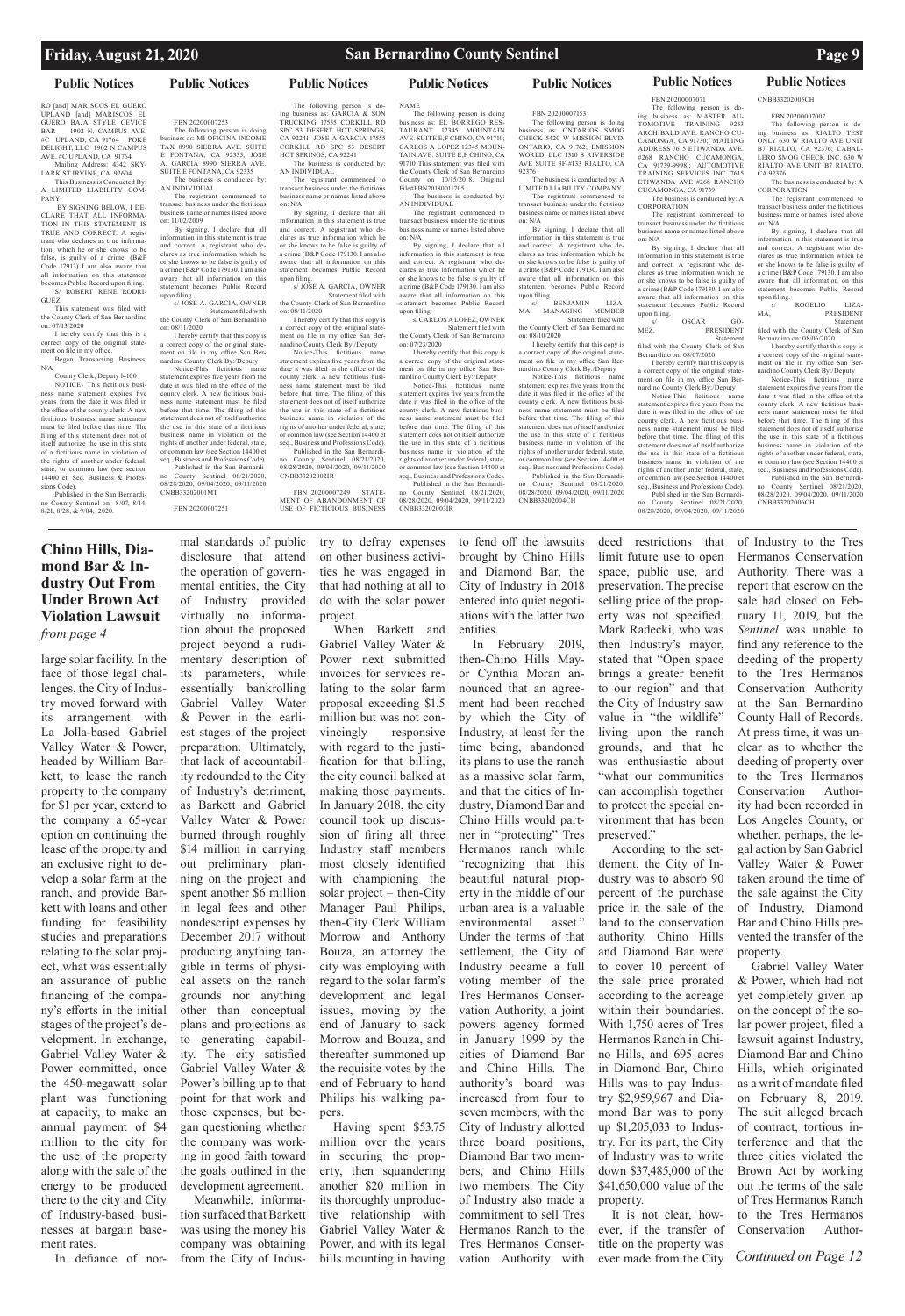## Public Notices

RO [and] MARISCOS EL GUERO UPLAND [and] MARISCOS EL GUERO BAJA STYLE CEVICE BAR 1902 N. CAMPUS AVE. #C UPLAND, CA 91764 POKE DELIGHT, LLC 1902 N CAMPUS AVE. #C UPLAND, CA 91764

Mailing Address: 4342 SKYLARK ST IRVINE, CA 92604

This Business is Conducted By: A LIMITED LIABILITY COMPANY

BY SIGNING BELOW, I DECLARE THAT ALL INFORMATION IN THIS STATEMENT IS TRUE AND CORRECT. A registrant who declares as true information, which he or she knows to be false, is guilty of a crime. (B&P Code 17913) I am also aware that all information on this statement becomes Public Record upon filing.

S/ ROBERT RENE RODRIGUEZ

This statement was filed with the County Clerk of San Bernardino on: 07/13/2020

I hereby certify that this is a correct copy of the original statement on file in my office.

Began Transacting Business: N/A

County Clerk, Deputy I4100

NOTICE- This fictitious business name statement expires five years from the date it was filed in the office of the county clerk. A new fictitious business name statement must be filed before that time. The filing of this statement does not of itself authorize the use in this state of a fictitious name in violation of the rights of another under federal, state, or common law (see section 14400 et. Seq. Business & Professions Code).

Published in the San Bernardino County Sentinel on 8/07, 8/14, 8/21, 8/28, & 9/04, 2020.

FBN 20200007253

The following person is doing business as: MI OFICINA INCOME TAX 8990 SIERRA AVE. SUITE E FONTANA, CA 92335; JOSE A. GARCIA 8990 SIERRA AVE. SUITE E FONTANA, CA 92335

The business is conducted by: AN INDIVIDUAL

The registrant commenced to transact business under the fictitious business name or names listed above on: 11/02/2009

By signing, I declare that all information in this statement is true and correct. A registrant who declares as true information which he or she knows to be false is guilty of a crime (B&P Code 179130. I am also aware that all information on this statement becomes Public Record upon filing.

s/ JOSE A. GARCIA, OWNER

Statement filed with the County Clerk of San Bernardino on: 08/11/2020

I hereby certify that this copy is a correct copy of the original statement on file in my office San Bernardino County Clerk By:/Deputy

Notice-This fictitious name statement expires five years from the date it was filed in the office of the county clerk. A new fictitious business name statement must be filed before that time. The filing of this statement does not of itself authorize the use in this state of a fictitious business name in violation of the rights of another under federal, state, or common law (see Section 14400 et seq., Business and Professions Code).

Published in the San Bernardino County Sentinel 08/21/2020, 08/28/2020, 09/04/2020, 09/11/2020 CNBB33202001MT

FBN 20200007251

The following person is doing business as: GARCIA & SON TRUCKING 17555 CORKILL RD SPC 53 DESERT HOT SPRINGS, CA 92241; JOSE A GARCIA 17555 CORKILL RD SPC 53 DESERT HOT SPRINGS, CA 92241

The business is conducted by: AN INDIVIDUAL

The registrant commenced to transact business under the fictitious business name or names listed above on: N/A

By signing, I declare that all information in this statement is true and correct. A registrant who declares as true information which he or she knows to be false is guilty of a crime (B&P Code 179130. I am also aware that all information on this statement becomes Public Record upon filing.

s/ JOSE A. GARCIA, OWNER

Statement filed with the County Clerk of San Bernardino on: 08/11/2020

I hereby certify that this copy is a correct copy of the original statement on file in my office San Bernardino County Clerk By:/Deputy

Notice-This fictitious name statement expires five years from the date it was filed in the office of the county clerk. A new fictitious business name statement must be filed before that time. The filing of this statement does not of itself authorize the use in this state of a fictitious business name in violation of the rights of another under federal, state, or common law (see Section 14400 et seq., Business and Professions Code).

Published in the San Bernardino County Sentinel 08/21/2020, 08/28/2020, 09/04/2020, 09/11/2020 CNBB33202002IR

FBN 20200007249 STATEMENT OF ABANDONMENT OF USE OF FICTITIOUS BUSINESS NAME

The following person is doing business as: EL BORREGO RESTAURANT 12345 MOUNTAIN AVE. SUITE E,F CHINO, CA 91710; CARLOS A LOPEZ 12345 MOUNTAIN AVE. SUITE E,F CHINO, CA 91710 This statement was filed with the County Clerk of San Bernardino County on 10/15/2018. Original File#FBN20180011705

The business is conducted by: AN INDIVIDUAL

The registrant commenced to transact business under the fictitious business name or names listed above on: N/A

By signing, I declare that all information in this statement is true and correct. A registrant who declares as true information which he or she knows to be false is guilty of a crime (B&P Code 179130. I am also aware that all information on this statement becomes Public Record upon filing.

s/ CARLOS A LOPEZ, OWNER

Statement filed with the County Clerk of San Bernardino on: 07/23/2020

I hereby certify that this copy is a correct copy of the original statement on file in my office San Bernardino County Clerk By:/Deputy

Notice-This fictitious name statement expires five years from the date it was filed in the office of the county clerk. A new fictitious business name statement must be filed before that time. The filing of this statement does not of itself authorize the use in this state of a fictitious business name in violation of the rights of another under federal, state, or common law (see Section 14400 et seq., Business and Professions Code).

Published in the San Bernardino County Sentinel 08/21/2020, 08/28/2020, 09/04/2020, 09/11/2020 CNBB33202003IR

FBN 20200007153

The following person is doing business as: ONTARIOS SMOG CHECK 5420 W MISSION BLVD. ONTARIO, CA 91762; EMISSION WORLD, LLC 1310 S RIVERSIDE AVE SUITE 3F-#133 RIALTO, CA 92376

The business is conducted by: A LIMITED LIABILITY COMPANY

The registrant commenced to transact business under the fictitious business name or names listed above on: N/A

By signing, I declare that all information in this statement is true and correct. A registrant who declares as true information which he or she knows to be false is guilty of a crime (B&P Code 179130. I am also aware that all information on this statement becomes Public Record upon filing.

s/ BENJAMIN LIZAMA, MANAGING MEMBER

Statement filed with the County Clerk of San Bernardino on: 08/10/2020

I hereby certify that this copy is a correct copy of the original statement on file in my office San Bernardino County Clerk By:/Deputy

Notice-This fictitious name statement expires five years from the date it was filed in the office of the county clerk. A new fictitious business name statement must be filed before that time. The filing of this statement does not of itself authorize the use in this state of a fictitious business name in violation of the rights of another under federal, state, or common law (see Section 14400 et seq., Business and Professions Code).

Published in the San Bernardino County Sentinel 08/21/2020, 08/28/2020, 09/04/2020, 09/11/2020 CNBB33202004CH

FBN 20200007071

The following person is doing business as: MASTER AUTOMOTIVE TRAINING 9253 ARCHIBALD AVE. RANCHO CUCAMONGA, CA 91730;[ MAILING ADDRESS 7615 ETIWANDA AVE. #268 RANCHO CUCAMONGA, CA 91739-9998]; AUTOMOTIVE TRAINING SERVICES INC. 7615 ETIWANDA AVE #268 RANCHO CUCAMONGA, CA 91739

The business is conducted by: A CORPORATION

The registrant commenced to transact business under the fictitious business name or names listed above on: N/A

By signing, I declare that all information in this statement is true and correct. A registrant who declares as true information which he or she knows to be false is guilty of a crime (B&P Code 179130. I am also aware that all information on this statement becomes Public Record upon filing.

s/ OSCAR GOMEZ, PRESIDENT

Statement filed with the County Clerk of San Bernardino on: 08/07/2020

I hereby certify that this copy is a correct copy of the original statement on file in my office San Bernardino County Clerk By:/Deputy

Notice-This fictitious name statement expires five years from the date it was filed in the office of the county clerk. A new fictitious business name statement must be filed before that time. The filing of this statement does not of itself authorize the use in this state of a fictitious business name in violation of the rights of another under federal, state, or common law (see Section 14400 et seq., Business and Professions Code).

Published in the San Bernardino County Sentinel 08/21/2020, 08/28/2020, 09/04/2020, 09/11/2020 CNBB33202005CH

FBN 20200007007

The following person is doing business as: RIALTO TEST ONLY 630 W RIALTO AVE UNIT B7 RIALTO, CA 92376; CABALLERO SMOG CHECK INC. 630 W RIALTO AVE UNIT B7 RIALTO, CA 92376

The business is conducted by: A CORPORATION

The registrant commenced to transact business under the fictitious business name or names listed above on: N/A

By signing, I declare that all information in this statement is true and correct. A registrant who declares as true information which he or she knows to be false is guilty of a crime (B&P Code 179130. I am also aware that all information on this statement becomes Public Record upon filing.

s/ ROGELIO LIZAMA, PRESIDENT

Statement filed with the County Clerk of San Bernardino on: 08/06/2020

I hereby certify that this copy is a correct copy of the original statement on file in my office San Bernardino County Clerk By:/Deputy

Notice-This fictitious name statement expires five years from the date it was filed in the office of the county clerk. A new fictitious business name statement must be filed before that time. The filing of this statement does not of itself authorize the use in this state of a fictitious business name in violation of the rights of another under federal, state, or common law (see Section 14400 et seq., Business and Professions Code).

Published in the San Bernardino County Sentinel 08/21/2020, 08/28/2020, 09/04/2020, 09/11/2020 CNBB33202006CH

## Chino Hills, Diamond Bar & Industry Out From Under Brown Act Violation Lawsuit

*from page 4*

large solar facility. In the face of those legal challenges, the City of Industry moved forward with its arrangement with La Jolla-based Gabriel Valley Water & Power, headed by William Barkett, to lease the ranch property to the company for $1 per year, extend to the company a 65-year option on continuing the lease of the property and an exclusive right to develop a solar farm at the ranch, and provide Barkett with loans and other funding for feasibility studies and preparations relating to the solar project, what was essentially an assurance of public financing of the company's efforts in the initial stages of the project's development. In exchange, Gabriel Valley Water & Power committed, once the 450-megawatt solar plant was functioning at capacity, to make an annual payment of $4 million to the city for the use of the property along with the sale of the energy to be produced there to the city and City of Industry-based businesses at bargain basement rates.

In defiance of normal standards of public disclosure that attend the operation of governmental entities, the City of Industry provided virtually no information about the proposed project beyond a rudimentary description of its parameters, while essentially bankrolling Gabriel Valley Water & Power in the earliest stages of the project preparation. Ultimately, that lack of accountability redounded to the City of Industry's detriment, as Barkett and Gabriel Valley Water & Power burned through roughly $14 million in carrying out preliminary planning on the project and spent another $6 million in legal fees and other nondescript expenses by December 2017 without producing anything tangible in terms of physical assets on the ranch grounds nor anything other than conceptual plans and projections as to generating capability. The city satisfied Gabriel Valley Water & Power's billing up to that point for that work and those expenses, but began questioning whether the company was working in good faith toward the goals outlined in the development agreement.

Meanwhile, information surfaced that Barkett was using the money his company was obtaining from the City of Industry to defray expenses on other business activities he was engaged in that had nothing at all to do with the solar power project.

When Barkett and Gabriel Valley Water & Power next submitted invoices for services relating to the solar farm proposal exceeding $1.5 million but was not convincingly responsive with regard to the justification for that billing, the city council balked at making those payments. In January 2018, the city council took up discussion of firing all three Industry staff members most closely identified with championing the solar project – then-City Manager Paul Philips, then-City Clerk William Morrow and Anthony Bouza, an attorney the city was employing with regard to the solar farm's development and legal issues, moving by the end of January to sack Morrow and Bouza, and thereafter summoned up the requisite votes by the end of February to hand Philips his walking papers.

Having spent $53.75 million over the years in securing the property, then squandering another $20 million in its thoroughly unproductive relationship with Gabriel Valley Water & Power, and with its legal bills mounting in having to fend off the lawsuits brought by Chino Hills and Diamond Bar, the City of Industry in 2018 entered into quiet negotiations with the latter two entities.

In February 2019, then-Chino Hills Mayor Cynthia Moran announced that an agreement had been reached by which the City of Industry, at least for the time being, abandoned its plans to use the ranch as a massive solar farm, and that the cities of Industry, Diamond Bar and Chino Hills would partner in "protecting" Tres Hermanos ranch while "recognizing that this beautiful natural property in the middle of our urban area is a valuable environmental asset." Under the terms of that settlement, the City of Industry became a full voting member of the Tres Hermanos Conservation Authority, a joint powers agency formed in January 1999 by the cities of Diamond Bar and Chino Hills. The authority's board was increased from four to seven members, with the City of Industry allotted three board positions, Diamond Bar two members, and Chino Hills two members. The City of Industry also made a commitment to sell Tres Hermanos Ranch to the Tres Hermanos Conservation Authority with deed restrictions that limit future use to open space, public use, and preservation. The precise selling price of the property was not specified. Mark Radecki, who was then Industry's mayor, stated that "Open space brings a greater benefit to our region" and that the City of Industry saw value in "the wildlife" living upon the ranch grounds, and that he was enthusiastic about "what our communities can accomplish together to protect the special environment that has been preserved."

According to the settlement, the City of Industry was to absorb 90 percent of the purchase price in the sale of the land to the conservation authority. Chino Hills and Diamond Bar were to cover 10 percent of the sale price prorated according to the acreage within their boundaries. With 1,750 acres of Tres Hermanos Ranch in Chino Hills, and 695 acres in Diamond Bar, Chino Hills was to pay Industry $2,959,967 and Diamond Bar was to pony up $1,205,033 to Industry. For its part, the City of Industry was to write down $37,485,000 of the $41,650,000 value of the property.

It is not clear, however, if the transfer of title on the property was ever made from the City of Industry to the Tres Hermanos Conservation Authority. There was a report that escrow on the sale had closed on February 11, 2019, but the *Sentinel* was unable to find any reference to the deeding of the property to the Tres Hermanos Conservation Authority at the San Bernardino County Hall of Records. At press time, it was unclear as to whether the deeding of property over to the Tres Hermanos Conservation Authority had been recorded in Los Angeles County, or whether, perhaps, the legal action by San Gabriel Valley Water & Power taken around the time of the sale against the City of Industry, Diamond Bar and Chino Hills prevented the transfer of the property.

Gabriel Valley Water & Power, which had not yet completely given up on the concept of the solar power project, filed a lawsuit against Industry, Diamond Bar and Chino Hills, which originated as a writ of mandate filed on February 8, 2019. The suit alleged breach of contract, tortious interference and that the three cities violated the Brown Act by working out the terms of the sale of Tres Hermanos Ranch to the Tres Hermanos Conservation Author-

*Continued on Page 12*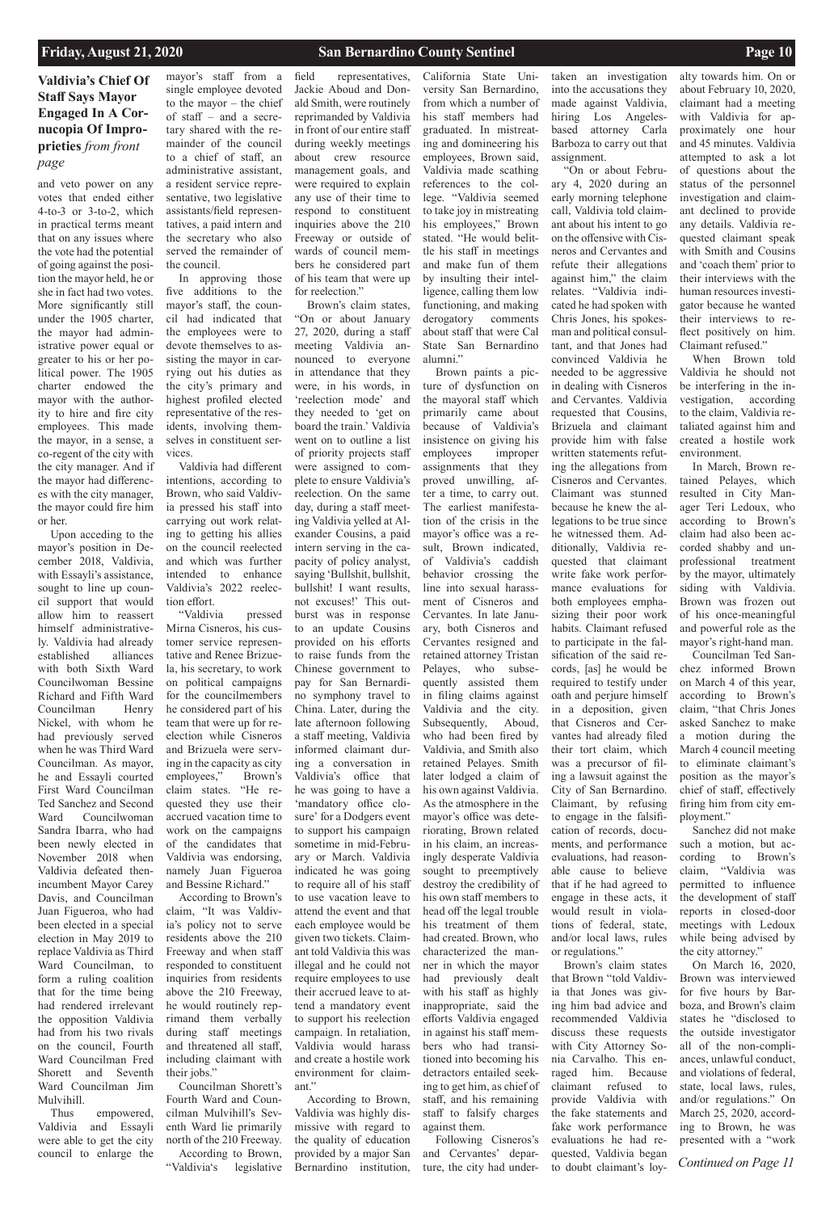## Valdivia's Chief Of Staff Says Mayor Engaged In A Cornucopia Of Improprieties *from front page*

and veto power on any votes that ended either 4-to-3 or 3-to-2, which in practical terms meant that on any issues where the vote had the potential of going against the position the mayor held, he or she in fact had two votes. More significantly still under the 1905 charter, the mayor had administrative power equal or greater to his or her political power. The 1905 charter endowed the mayor with the authority to hire and fire city employees. This made the mayor, in a sense, a co-regent of the city with the city manager. And if the mayor had differences with the city manager, the mayor could fire him or her.

Upon acceding to the mayor's position in December 2018, Valdivia, with Essayli's assistance, sought to line up council support that would allow him to reassert himself administratively. Valdivia had already established alliances with both Sixth Ward Councilwoman Bessine Richard and Fifth Ward Councilman Henry Nickel, with whom he had previously served when he was Third Ward Councilman. As mayor, he and Essayli courted First Ward Councilman Ted Sanchez and Second Ward Councilwoman Sandra Ibarra, who had been newly elected in November 2018 when Valdivia defeated then-incumbent Mayor Carey Davis, and Councilman Juan Figueroa, who had been elected in a special election in May 2019 to replace Valdivia as Third Ward Councilman, to form a ruling coalition that for the time being had rendered irrelevant the opposition Valdivia had from his two rivals on the council, Fourth Ward Councilman Fred Shorett and Seventh Ward Councilman Jim Mulvihill.

Thus empowered, Valdivia and Essayli were able to get the city council to enlarge the mayor's staff from a single employee devoted to the mayor – the chief of staff – and a secretary shared with the remainder of the council to a chief of staff, an administrative assistant, a resident service representative, two legislative assistants/field representatives, a paid intern and the secretary who also served the remainder of the council.

In approving those five additions to the mayor's staff, the council had indicated that the employees were to devote themselves to assisting the mayor in carrying out his duties as the city's primary and highest profiled elected representative of the residents, involving themselves in constituent services.

Valdivia had different intentions, according to Brown, who said Valdivia pressed his staff into carrying out work relating to getting his allies on the council reelected and which was further intended to enhance Valdivia's 2022 reelection effort.

"Valdivia pressed Mirna Cisneros, his customer service representative and Renee Brizuela, his secretary, to work on political campaigns for the councilmembers he considered part of his team that were up for reelection while Cisneros and Brizuela were serving in the capacity as city employees," Brown's claim states. "He requested they use their accrued vacation time to work on the campaigns of the candidates that Valdivia was endorsing, namely Juan Figueroa and Bessine Richard."

According to Brown's claim, "It was Valdivia's policy not to serve residents above the 210 Freeway and when staff responded to constituent inquiries from residents above the 210 Freeway, he would routinely reprimand them verbally during staff meetings and threatened all staff, including claimant with their jobs."

Councilman Shorett's Fourth Ward and Councilman Mulvihill's Seventh Ward lie primarily north of the 210 Freeway.

According to Brown, "Valdivia's legislative field representatives, Jackie Aboud and Donald Smith, were routinely reprimanded by Valdivia in front of our entire staff during weekly meetings about crew resource management goals, and were required to explain any use of their time to respond to constituent inquiries above the 210 Freeway or outside of wards of council members he considered part of his team that were up for reelection."

Brown's claim states, "On or about January 27, 2020, during a staff meeting Valdivia announced to everyone in attendance that they were, in his words, in 'reelection mode' and they needed to 'get on board the train.' Valdivia went on to outline a list of priority projects staff were assigned to complete to ensure Valdivia's reelection. On the same day, during a staff meeting Valdivia yelled at Alexander Cousins, a paid intern serving in the capacity of policy analyst, saying 'Bullshit, bullshit, bullshit! I want results, not excuses!' This outburst was in response to an update Cousins provided on his efforts to raise funds from the Chinese government to pay for San Bernardino symphony travel to China. Later, during the late afternoon following a staff meeting, Valdivia informed claimant during a conversation in Valdivia's office that he was going to have a 'mandatory office closure' for a Dodgers event to support his campaign sometime in mid-February or March. Valdivia indicated he was going to require all of his staff to use vacation leave to attend the event and that each employee would be given two tickets. Claimant told Valdivia this was illegal and he could not require employees to use their accrued leave to attend a mandatory event to support his reelection campaign. In retaliation, Valdivia would harass and create a hostile work environment for claimant."

According to Brown, Valdivia was highly dismissive with regard to the quality of education provided by a major San Bernardino institution, California State University San Bernardino, from which a number of his staff members had graduated. In mistreating and domineering his employees, Brown said, Valdivia made scathing references to the college. "Valdivia seemed to take joy in mistreating his employees," Brown stated. "He would belittle his staff in meetings and make fun of them by insulting their intelligence, calling them low functioning, and making derogatory comments about staff that were Cal State San Bernardino alumni."

Brown paints a picture of dysfunction on the mayoral staff which primarily came about because of Valdivia's insistence on giving his employees improper assignments that they proved unwilling, after a time, to carry out. The earliest manifestation of the crisis in the mayor's office was a result, Brown indicated, of Valdivia's caddish behavior crossing the line into sexual harassment of Cisneros and Cervantes. In late January, both Cisneros and Cervantes resigned and retained attorney Tristan Pelayes, who subsequently assisted them in filing claims against Valdivia and the city. Subsequently, Aboud, who had been fired by Valdivia, and Smith also retained Pelayes. Smith later lodged a claim of his own against Valdivia. As the atmosphere in the mayor's office was deteriorating, Brown related in his claim, an increasingly desperate Valdivia sought to preemptively destroy the credibility of his own staff members to head off the legal trouble his treatment of them had created. Brown, who characterized the manner in which the mayor had previously dealt with his staff as highly inappropriate, said the efforts Valdivia engaged in against his staff members who had transitioned into becoming his detractors entailed seeking to get him, as chief of staff, and his remaining staff to falsify charges against them.

Following Cisneros's and Cervantes' departure, the city had undertaken an investigation into the accusations they made against Valdivia, hiring Los Angeles-based attorney Carla Barboza to carry out that assignment.

"On or about February 4, 2020 during an early morning telephone call, Valdivia told claimant about his intent to go on the offensive with Cisneros and Cervantes and refute their allegations against him," the claim relates. "Valdivia indicated he had spoken with Chris Jones, his spokesman and political consultant, and that Jones had convinced Valdivia he needed to be aggressive in dealing with Cisneros and Cervantes. Valdivia requested that Cousins, Brizuela and claimant provide him with false written statements refuting the allegations from Cisneros and Cervantes. Claimant was stunned because he knew the allegations to be true since he witnessed them. Additionally, Valdivia requested that claimant write fake work performance evaluations for both employees emphasizing their poor work habits. Claimant refused to participate in the falsification of the said records, [as] he would be required to testify under oath and perjure himself in a deposition, given that Cisneros and Cervantes had already filed their tort claim, which was a precursor of filing a lawsuit against the City of San Bernardino. Claimant, by refusing to engage in the falsification of records, documents, and performance evaluations, had reasonable cause to believe that if he had agreed to engage in these acts, it would result in violations of federal, state, and/or local laws, rules or regulations."

Brown's claim states that Brown "told Valdivia that Jones was giving him bad advice and recommended Valdivia discuss these requests with City Attorney Sonia Carvalho. This enraged him. Because claimant refused to provide Valdivia with the fake statements and fake work performance evaluations he had requested, Valdivia began to doubt claimant's loyalty towards him. On or about February 10, 2020, claimant had a meeting with Valdivia for approximately one hour and 45 minutes. Valdivia attempted to ask a lot of questions about the status of the personnel investigation and claimant declined to provide any details. Valdivia requested claimant speak with Smith and Cousins and 'coach them' prior to their interviews with the human resources investigator because he wanted their interviews to reflect positively on him. Claimant refused."

When Brown told Valdivia he should not be interfering in the investigation, according to the claim, Valdivia retaliated against him and created a hostile work environment.

In March, Brown retained Pelayes, which resulted in City Manager Teri Ledoux, who according to Brown's claim had also been accorded shabby and unprofessional treatment by the mayor, ultimately siding with Valdivia. Brown was frozen out of his once-meaningful and powerful role as the mayor's right-hand man.

Councilman Ted Sanchez informed Brown on March 4 of this year, according to Brown's claim, "that Chris Jones asked Sanchez to make a motion during the March 4 council meeting to eliminate claimant's position as the mayor's chief of staff, effectively firing him from city employment."

Sanchez did not make such a motion, but according to Brown's claim, "Valdivia was permitted to influence the development of staff reports in closed-door meetings with Ledoux while being advised by the city attorney."

On March 16, 2020, Brown was interviewed for five hours by Barboza, and Brown's claim states he "disclosed to the outside investigator all of the non-compliances, unlawful conduct, and violations of federal, state, local laws, rules, and/or regulations." On March 25, 2020, according to Brown, he was presented with a "work

*Continued on Page 11*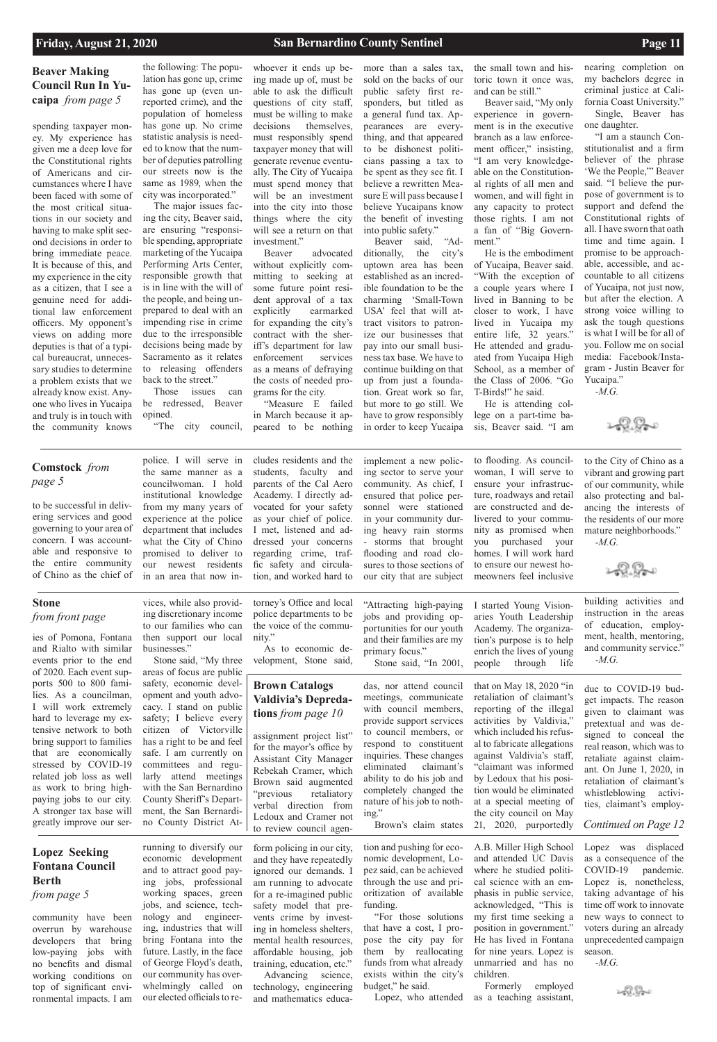## Beaver Making Council Run In Yucaipa *from page 5*

spending taxpayer money. My experience has given me a deep love for the Constitutional rights of Americans and circumstances where I have been faced with some of the most critical situations in our society and having to make split second decisions in order to bring immediate peace. It is because of this, and my experience in the city as a citizen, that I see a genuine need for additional law enforcement officers. My opponent's views on adding more deputies is that of a typical bureaucrat, unnecessary studies to determine a problem exists that we already know exist. Anyone who lives in Yucaipa and truly is in touch with the community knows the following: The population has gone up, crime has gone up (even unreported crime), and the population of homeless has gone up. No crime statistic analysis is needed to know that the number of deputies patrolling our streets now is the same as 1989, when the city was incorporated."

The major issues facing the city, Beaver said, are ensuring "responsible spending, appropriate marketing of the Yucaipa Performing Arts Center, responsible growth that is in line with the will of the people, and being unprepared to deal with an impending rise in crime due to the irresponsible decisions being made by Sacramento as it relates to releasing offenders back to the street."

Those issues can be redressed, Beaver opined.

"The city council, whoever it ends up being made up of, must be able to ask the difficult questions of city staff, must be willing to make decisions themselves, must responsibly spend taxpayer money that will generate revenue eventually. The City of Yucaipa must spend money that will be an investment into the city into those things where the city will see a return on that investment."

Beaver advocated without explicitly committing to seeking at some future point resident approval of a tax explicitly earmarked for expanding the city's contract with the sheriff's department for law enforcement services as a means of defraying the costs of needed programs for the city.

"Measure E failed in March because it appeared to be nothing more than a sales tax, sold on the backs of our public safety first responders, but titled as a general fund tax. Appearances are everything, and that appeared to be dishonest politicians passing a tax to be spent as they see fit. I believe a rewritten Measure E will pass because I believe Yucaipans know the benefit of investing into public safety."

Beaver said, "Additionally, the city's uptown area has been established as an incredible foundation to be the charming 'Small-Town USA' feel that will attract visitors to patronize our businesses that pay into our small business tax base. We have to continue building on that up from just a foundation. Great work so far, but more to go still. We have to grow responsibly in order to keep Yucaipa the small town and historic town it once was, and can be still."

Beaver said, "My only experience in government is in the executive branch as a law enforcement officer," insisting, "I am very knowledgeable on the Constitutional rights of all men and women, and will fight in any capacity to protect those rights. I am not a fan of "Big Government."

He is the embodiment of Yucaipa, Beaver said. "With the exception of a couple years where I lived in Banning to be closer to work, I have lived in Yucaipa my entire life, 32 years." He attended and graduated from Yucaipa High School, as a member of the Class of 2006. "Go T-Birds!" he said.

He is attending college on a part-time basis, Beaver said. "I am nearing completion on my bachelors degree in criminal justice at California Coast University."

Single, Beaver has one daughter.

"I am a staunch Constitutionalist and a firm believer of the phrase 'We the People,'" Beaver said. "I believe the purpose of government is to support and defend the Constitutional rights of all. I have sworn that oath time and time again. I promise to be approachable, accessible, and accountable to all citizens of Yucaipa, not just now, but after the election. A strong voice willing to ask the tough questions is what I will be for all of you. Follow me on social media: Facebook/Instagram - Justin Beaver for Yucaipa."

*-M.G.*

## Comstock *from page 5*

to be successful in delivering services and good governing to your area of concern. I was accountable and responsive to the entire community of Chino as the chief of police. I will serve in the same manner as a councilwoman. I hold institutional knowledge from my many years of experience at the police department that includes what the City of Chino promised to deliver to our newest residents in an area that now includes residents and the students, faculty and parents of the Cal Aero Academy. I directly advocated for your safety as your chief of police. I met, listened and addressed your concerns regarding crime, traffic safety and circulation, and worked hard to implement a new policing sector to serve your community. As chief, I ensured that police personnel were stationed in your community during heavy rain storms - storms that brought flooding and road closures to those sections of our city that are subject to flooding. As councilwoman, I will serve to ensure your infrastructure, roadways and retail are constructed and delivered to your community as promised when you purchased your homes. I will work hard to ensure our newest homeowners feel inclusive to the City of Chino as a vibrant and growing part of our community, while also protecting and balancing the interests of the residents of our more mature neighborhoods."

*-M.G.*

## Stone *from front page*

ies of Pomona, Fontana and Rialto with similar events prior to the end of 2020. Each event supports 500 to 800 families. As a councilman, I will work extremely hard to leverage my extensive network to both bring support to families that are economically stressed by COVID-19 related job loss as well as work to bring high-paying jobs to our city. A stronger tax base will greatly improve our services, while also providing discretionary income to our families who can then support our local businesses."

Stone said, "My three areas of focus are public safety, economic development and youth advocacy. I stand on public safety; I believe every citizen of Victorville has a right to be and feel safe. I am currently on committees and regularly attend meetings with the San Bernardino County Sheriff's Department, the San Bernardino County District Attorney's Office and local police departments to be the voice of the community."

As to economic development, Stone said, "Attracting high-paying jobs and providing opportunities for our youth and their families are my primary focus."

Stone said, "In 2001, I started Young Visionaries Youth Leadership Academy. The organization's purpose is to help enrich the lives of young people through life building activities and instruction in the areas of education, employment, health, mentoring, and community service."

*-M.G.*

## Brown Catalogs Valdivia's Depredations *from page 10*

assignment project list" for the mayor's office by Assistant City Manager Rebekah Cramer, which Brown said augmented "previous retaliatory verbal direction from Ledoux and Cramer not to review council agendas, nor attend council meetings, communicate with council members, provide support services to council members, or respond to constituent inquiries. These changes eliminated claimant's ability to do his job and completely changed the nature of his job to nothing."

Brown's claim states that on May 18, 2020 "in retaliation of claimant's reporting of the illegal activities by Valdivia," which included his refusal to fabricate allegations against Valdivia's staff, "claimant was informed by Ledoux that his position would be eliminated at a special meeting of the city council on May 21, 2020, purportedly due to COVID-19 budget impacts. The reason given to claimant was pretextual and was designed to conceal the real reason, which was to retaliate against claimant. On June 1, 2020, in retaliation of claimant's whistleblowing activities, claimant's employ-

*Continued on Page 12*

## Lopez Seeking Fontana Council Berth *from page 5*

community have been overrun by warehouse developers that bring low-paying jobs with no benefits and dismal working conditions on top of significant environmental impacts. I am running to diversify our economic development and to attract good paying jobs, professional working spaces, green jobs, and science, technology and engineering, industries that will bring Fontana into the future. Lastly, in the face of George Floyd's death, our community has overwhelmingly called on our elected officials to reform policing in our city, and they have repeatedly ignored our demands. I am running to advocate for a re-imagined public safety model that prevents crime by investing in homeless shelters, mental health resources, affordable housing, job training, education, etc."

Advancing science, technology, engineering and mathematics education and pushing for economic development, Lopez said, can be achieved through the use and prioritization of available funding.

"For those solutions that have a cost, I propose the city pay for them by reallocating funds from what already exists within the city's budget," he said.

Lopez, who attended A.B. Miller High School and attended UC Davis where he studied political science with an emphasis in public service, acknowledged, "This is my first time seeking a position in government." He has lived in Fontana for nine years. Lopez is unmarried and has no children.

Formerly employed as a teaching assistant, Lopez was displaced as a consequence of the COVID-19 pandemic. Lopez is, nonetheless, taking advantage of his time off work to innovate new ways to connect to voters during an already unprecedented campaign season.

*-M.G.*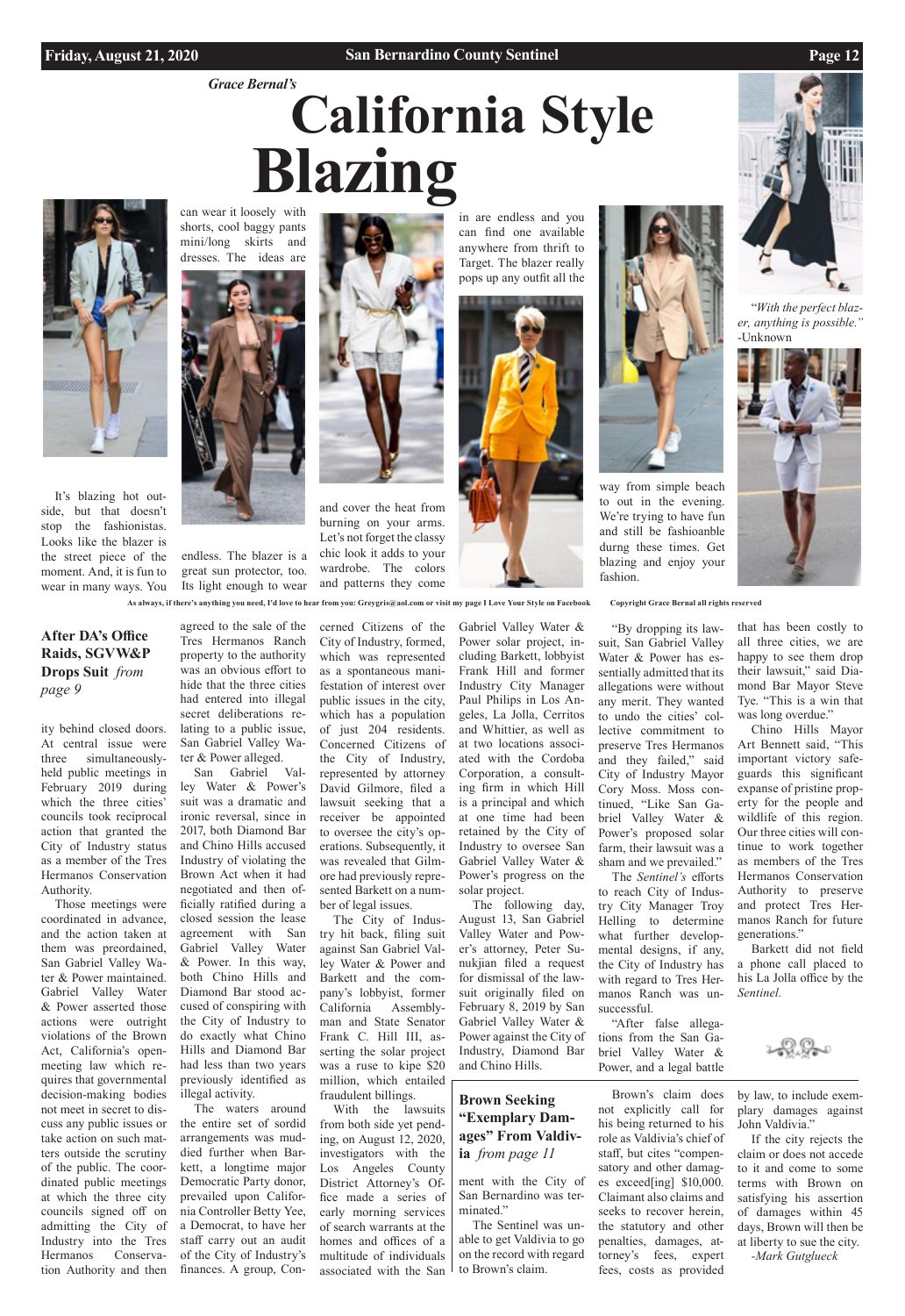*Grace Bernal's*

# California Style Blazing

It's blazing hot outside, but that doesn't stop the fashionistas. Looks like the blazer is the street piece of the moment. And, it is fun to wear in many ways. You can wear it loosely with shorts, cool baggy pants mini/long skirts and dresses. The ideas are endless. The blazer is a great sun protector, too. Its light enough to wear and cover the heat from burning on your arms. Let's not forget the classy chic look it adds to your wardrobe. The colors and patterns they come in are endless and you can find one available anywhere from thrift to Target. The blazer really pops up any outfit all the way from simple beach to out in the evening. We're trying to have fun and still be fashioanble durng these times. Get blazing and enjoy your fashion.

*"With the perfect blazer, anything is possible."* -Unknown

**As always, if there's anything you need, I'd love to hear from you: Greygris@aol.com or visit my page I Love Your Style on Facebook Copyright Grace Bernal all rights reserved**

## After DA's Office Raids, SGVW&P Drops Suit *from page 9*

ity behind closed doors. At central issue were three simultaneously-held public meetings in February 2019 during which the three cities' councils took reciprocal action that granted the City of Industry status as a member of the Tres Hermanos Conservation Authority.

Those meetings were coordinated in advance, and the action taken at them was preordained, San Gabriel Valley Water & Power maintained. Gabriel Valley Water & Power asserted those actions were outright violations of the Brown Act, California's open-meeting law which requires that governmental decision-making bodies not meet in secret to discuss any public issues or take action on such matters outside the scrutiny of the public. The coordinated public meetings at which the three city councils signed off on admitting the City of Industry into the Tres Hermanos Conservation Authority and then agreed to the sale of the Tres Hermanos property to the authority was an obvious effort to hide that the three cities had entered into illegal secret deliberations relating to a public issue, San Gabriel Valley Water & Power alleged.

San Gabriel Valley Water & Power's suit was a dramatic and ironic reversal, since in 2017, both Diamond Bar and Chino Hills accused Industry of violating the Brown Act when it had undertaken and then officially ratified during a closed session the lease agreement with San Gabriel Valley Water & Power. In this way, both Chino Hills and Diamond Bar stood accused of conspiring with the City of Industry to do exactly what Chino Hills and Diamond Bar had less than two years previously identified as illegal activity.

The waters around the entire set of sordid arrangements was muddied further when Barkett, a longtime major Democratic Party donor, prevailed upon California Controller Betty Yee, a Democrat, to have her staff carry out an audit of the City of Industry's finances. A group, Concerned Citizens of the City of Industry, formed, which was represented as a spontaneous manifestation of interest over public issues in the city, which has a population of just 204 residents. Concerned Citizens of the City of Industry, represented by attorney David Gilmore, filed a lawsuit seeking that a receiver be appointed to oversee the city's operations. Subsequently, it was revealed that Gilmore had previously represented Barkett on a number of legal issues.

The City of Industry hit back, filing suit against San Gabriel Valley Water & Power and Barkett and the company's lobbyist, former California Assemblyman and State Senator Frank C. Hill III, asserting the solar project was a ruse to kipe $20 million, which entailed fraudulent billings.

With the lawsuits from both side yet pending, on August 12, 2020, investigators with the Los Angeles County District Attorney's Office made a series of early morning searches of search warrants at the homes and offices of a multitude of individuals associated with the San Gabriel Valley Water & Power solar project, including Barkett, lobbyist Frank Hill and former Industry City Manager Paul Philips in Los Angeles, La Jolla, Cerritos and Whittier, as well as at two locations associated with the Cordoba Corporation, a consulting firm in which Hill is a principal and which at one time had been retained by the City of Industry to oversee San Gabriel Valley Water & Power's progress on the solar project.

The following day, August 13, San Gabriel Valley Water and Power's attorney, Peter Sunukjian filed a request for dismissal of the lawsuit originally filed on February 8, 2019 by San Gabriel Valley Water & Power against the City of Industry, Diamond Bar and Chino Hills.

"By dropping its lawsuit, San Gabriel Valley Water & Power has essentially admitted that its allegations were without any merit. They wanted to undo the cities' collective commitment to preserve Tres Hermanos and they failed," said City of Industry Mayor Cory Moss. Moss continued, "Like San Gabriel Valley Water & Power's proposed solar farm, their lawsuit was a sham and we prevailed."

The *Sentinel's* efforts to reach City of Industry City Manager Troy Helling to determine what further developmental designs, if any, the City of Industry has with regard to Tres Hermanos Ranch was unsuccessful.

"After false allegations from the San Gabriel Valley Water & Power, and a legal battle that has been costly to all three cities, we are happy to see them drop their lawsuit," said Diamond Bar Mayor Steve Tye. "This is a win that was long overdue."

Chino Hills Mayor Art Bennett said, "This important victory safeguards this significant expanse of pristine property for the people and wildlife of this region. Our three cities will continue to work together as members of the Tres Hermanos Conservation Authority to preserve and protect Tres Hermanos Ranch for future generations."

Barkett did not field a phone call placed to his La Jolla office by the *Sentinel.*

## Brown Seeking "Exemplary Damages" From Valdivia *from page 11*

ment with the City of San Bernardino was terminated."

The Sentinel was unable to get Valdivia to go on the record with regard to Brown's claim.

Brown's claim does not explicitly call for his being returned to his role as Valdivia's chief of staff, but cites "compensatory and other damages exceed[ing] $10,000. Claimant also claims and seeks to recover herein, the statutory and other penalties, damages, attorney's fees, expert fees, costs as provided by law, to include exemplary damages against John Valdivia."

If the city rejects the claim or does not accede to it and come to some terms with Brown on satisfying his assertion of damages within 45 days, Brown will then be at liberty to sue the city.

*-Mark Gutglueck*